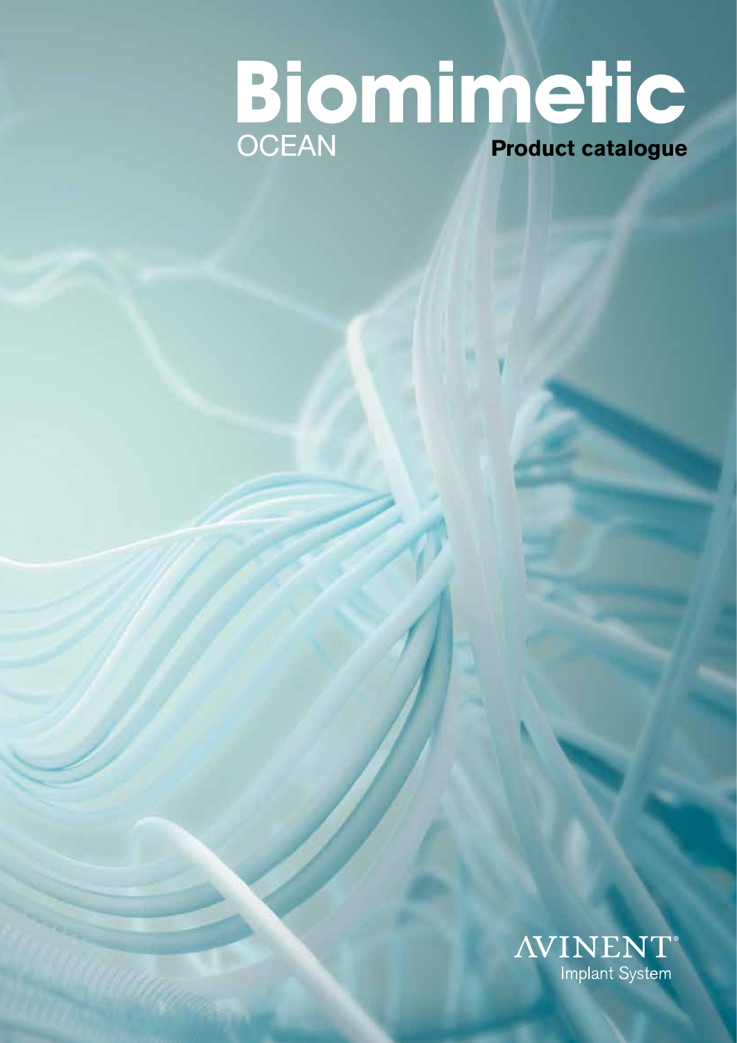# Biomimetic

OCEAN

**Product catalogue**

AVINENT®

Implant System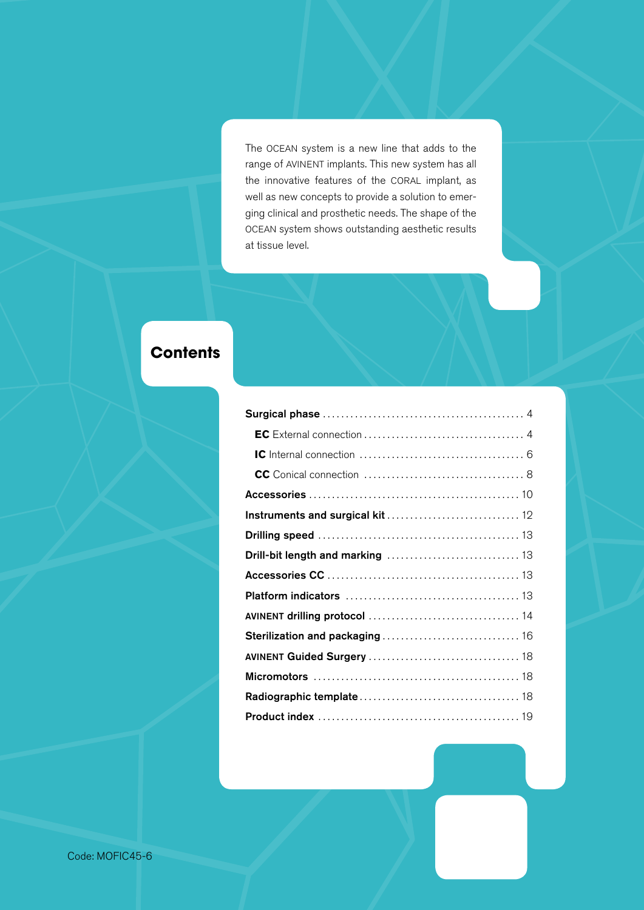The OCEAN system is a new line that adds to the range of AVINENT implants. This new system has all the innovative features of the CORAL implant, as well as new concepts to provide a solution to emerging clinical and prosthetic needs. The shape of the OCEAN system shows outstanding aesthetic results at tissue level.

## Contents

- **Surgical phase** .......... 4
  - **EC** External connection .......... 4
  - **IC** Internal connection .......... 6
  - **CC** Conical connection .......... 8
- **Accessories** .......... 10
- **Instruments and surgical kit** .......... 12
- **Drilling speed** .......... 13
- **Drill-bit length and marking** .......... 13
- **Accessories CC** .......... 13
- **Platform indicators** .......... 13
- **AVINENT drilling protocol** .......... 14
- **Sterilization and packaging** .......... 16
- **AVINENT Guided Surgery** .......... 18
- **Micromotors** .......... 18
- **Radiographic template** .......... 18
- **Product index** .......... 19

Code: MOFIC45-6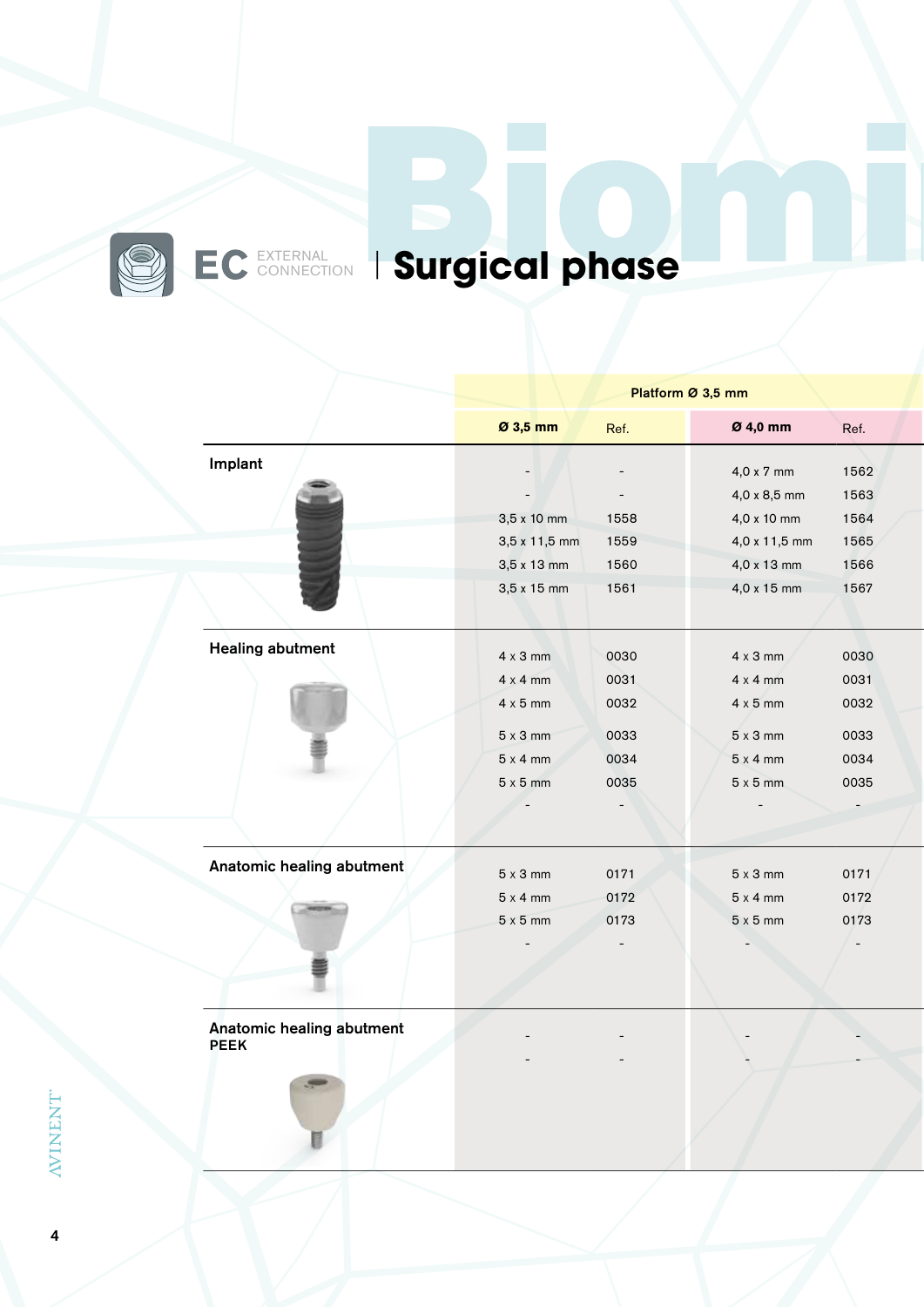# EC EXTERNAL CONNECTION | Surgical phase

| | Platform Ø 3,5 mm | | | |
|---|---|---|---|---|
| | **Ø 3,5 mm** | Ref. | **Ø 4,0 mm** | Ref. |
| **Implant** | - | - | 4,0 x 7 mm | 1562 |
| | - | - | 4,0 x 8,5 mm | 1563 |
| | 3,5 x 10 mm | 1558 | 4,0 x 10 mm | 1564 |
| | 3,5 x 11,5 mm | 1559 | 4,0 x 11,5 mm | 1565 |
| | 3,5 x 13 mm | 1560 | 4,0 x 13 mm | 1566 |
| | 3,5 x 15 mm | 1561 | 4,0 x 15 mm | 1567 |
| **Healing abutment** | 4 x 3 mm | 0030 | 4 x 3 mm | 0030 |
| | 4 x 4 mm | 0031 | 4 x 4 mm | 0031 |
| | 4 x 5 mm | 0032 | 4 x 5 mm | 0032 |
| | 5 x 3 mm | 0033 | 5 x 3 mm | 0033 |
| | 5 x 4 mm | 0034 | 5 x 4 mm | 0034 |
| | 5 x 5 mm | 0035 | 5 x 5 mm | 0035 |
| | - | - | - | - |
| **Anatomic healing abutment** | 5 x 3 mm | 0171 | 5 x 3 mm | 0171 |
| | 5 x 4 mm | 0172 | 5 x 4 mm | 0172 |
| | 5 x 5 mm | 0173 | 5 x 5 mm | 0173 |
| | - | - | - | - |
| **Anatomic healing abutment PEEK** | - | - | - | - |
| | - | - | - | - |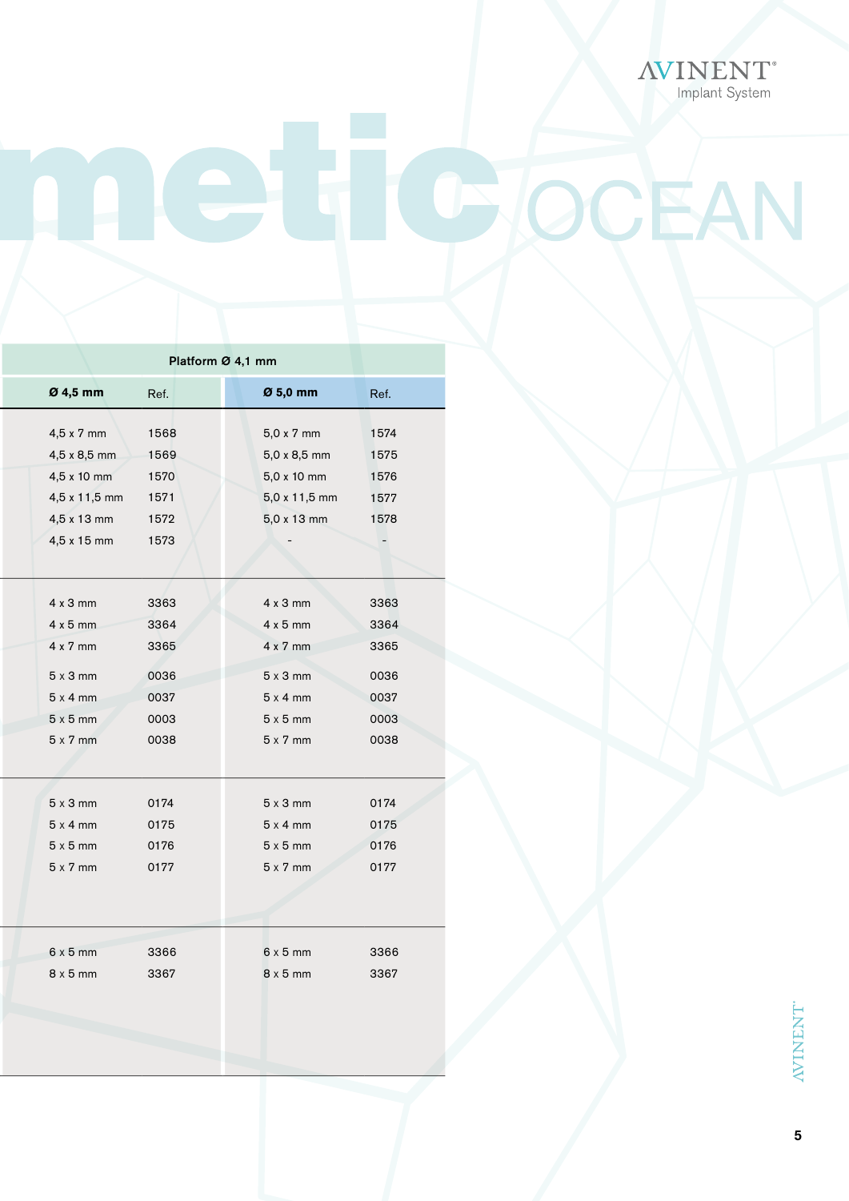# metic OCEAN

| Platform Ø 4,1 mm | | | |
|---|---|---|---|
| **Ø 4,5 mm** | Ref. | **Ø 5,0 mm** | Ref. |
| 4,5 x 7 mm | 1568 | 5,0 x 7 mm | 1574 |
| 4,5 x 8,5 mm | 1569 | 5,0 x 8,5 mm | 1575 |
| 4,5 x 10 mm | 1570 | 5,0 x 10 mm | 1576 |
| 4,5 x 11,5 mm | 1571 | 5,0 x 11,5 mm | 1577 |
| 4,5 x 13 mm | 1572 | 5,0 x 13 mm | 1578 |
| 4,5 x 15 mm | 1573 | - | - |
| 4 x 3 mm | 3363 | 4 x 3 mm | 3363 |
| 4 x 5 mm | 3364 | 4 x 5 mm | 3364 |
| 4 x 7 mm | 3365 | 4 x 7 mm | 3365 |
| 5 x 3 mm | 0036 | 5 x 3 mm | 0036 |
| 5 x 4 mm | 0037 | 5 x 4 mm | 0037 |
| 5 x 5 mm | 0003 | 5 x 5 mm | 0003 |
| 5 x 7 mm | 0038 | 5 x 7 mm | 0038 |
| 5 x 3 mm | 0174 | 5 x 3 mm | 0174 |
| 5 x 4 mm | 0175 | 5 x 4 mm | 0175 |
| 5 x 5 mm | 0176 | 5 x 5 mm | 0176 |
| 5 x 7 mm | 0177 | 5 x 7 mm | 0177 |
| 6 x 5 mm | 3366 | 6 x 5 mm | 3366 |
| 8 x 5 mm | 3367 | 8 x 5 mm | 3367 |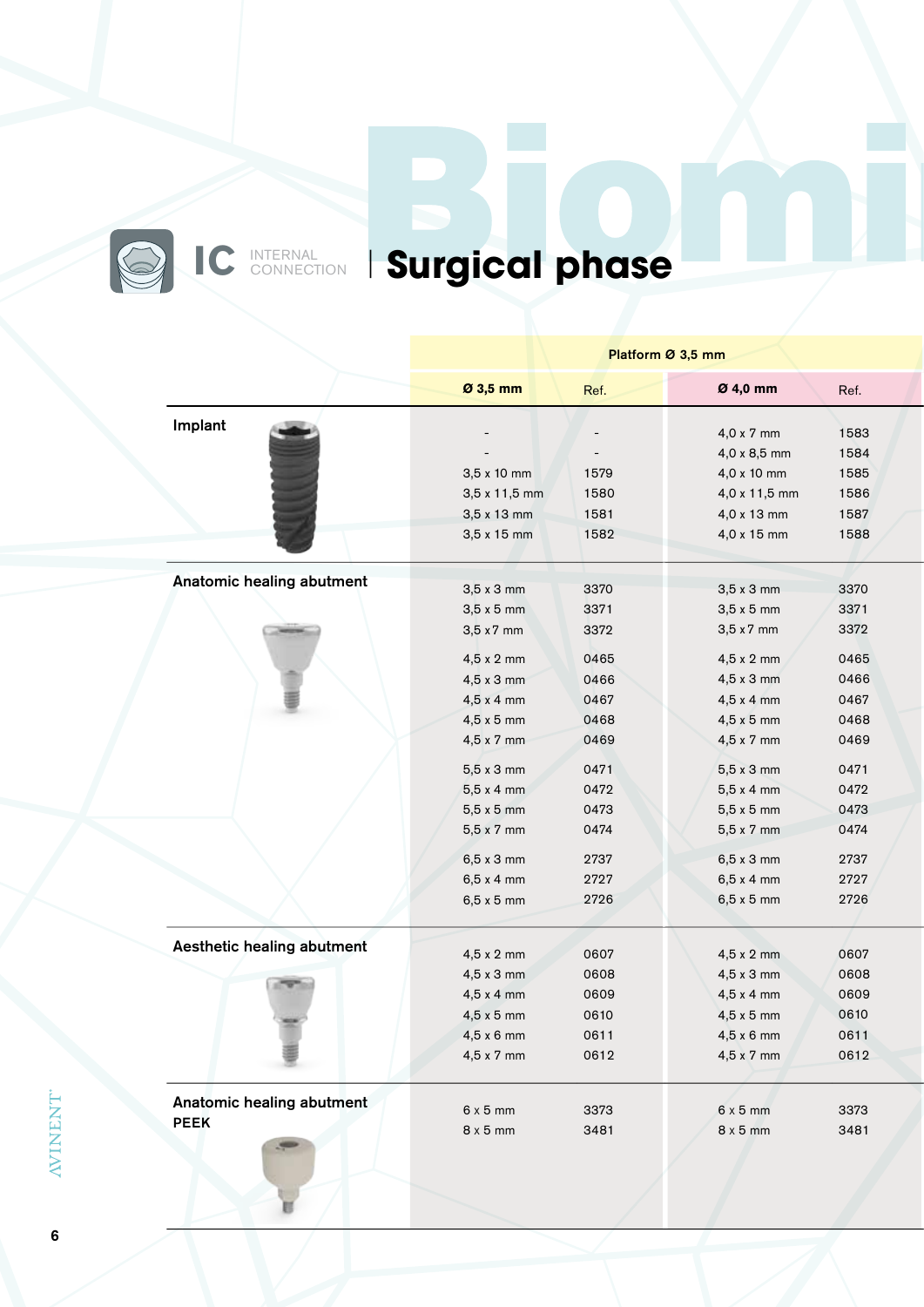# IC INTERNAL CONNECTION | Surgical phase

Biomi

| | Platform Ø 3,5 mm | | | |
|---|---|---|---|---|
| | **Ø 3,5 mm** | Ref. | **Ø 4,0 mm** | Ref. |
| **Implant** | - | - | 4,0 x 7 mm | 1583 |
| | - | - | 4,0 x 8,5 mm | 1584 |
| | 3,5 x 10 mm | 1579 | 4,0 x 10 mm | 1585 |
| | 3,5 x 11,5 mm | 1580 | 4,0 x 11,5 mm | 1586 |
| | 3,5 x 13 mm | 1581 | 4,0 x 13 mm | 1587 |
| | 3,5 x 15 mm | 1582 | 4,0 x 15 mm | 1588 |
| **Anatomic healing abutment** | 3,5 x 3 mm | 3370 | 3,5 x 3 mm | 3370 |
| | 3,5 x 5 mm | 3371 | 3,5 x 5 mm | 3371 |
| | 3,5 x7 mm | 3372 | 3,5 x7 mm | 3372 |
| | 4,5 x 2 mm | 0465 | 4,5 x 2 mm | 0465 |
| | 4,5 x 3 mm | 0466 | 4,5 x 3 mm | 0466 |
| | 4,5 x 4 mm | 0467 | 4,5 x 4 mm | 0467 |
| | 4,5 x 5 mm | 0468 | 4,5 x 5 mm | 0468 |
| | 4,5 x 7 mm | 0469 | 4,5 x 7 mm | 0469 |
| | 5,5 x 3 mm | 0471 | 5,5 x 3 mm | 0471 |
| | 5,5 x 4 mm | 0472 | 5,5 x 4 mm | 0472 |
| | 5,5 x 5 mm | 0473 | 5,5 x 5 mm | 0473 |
| | 5,5 x 7 mm | 0474 | 5,5 x 7 mm | 0474 |
| | 6,5 x 3 mm | 2737 | 6,5 x 3 mm | 2737 |
| | 6,5 x 4 mm | 2727 | 6,5 x 4 mm | 2727 |
| | 6,5 x 5 mm | 2726 | 6,5 x 5 mm | 2726 |
| **Aesthetic healing abutment** | 4,5 x 2 mm | 0607 | 4,5 x 2 mm | 0607 |
| | 4,5 x 3 mm | 0608 | 4,5 x 3 mm | 0608 |
| | 4,5 x 4 mm | 0609 | 4,5 x 4 mm | 0609 |
| | 4,5 x 5 mm | 0610 | 4,5 x 5 mm | 0610 |
| | 4,5 x 6 mm | 0611 | 4,5 x 6 mm | 0611 |
| | 4,5 x 7 mm | 0612 | 4,5 x 7 mm | 0612 |
| **Anatomic healing abutment PEEK** | 6 x 5 mm | 3373 | 6 x 5 mm | 3373 |
| | 8 x 5 mm | 3481 | 8 x 5 mm | 3481 |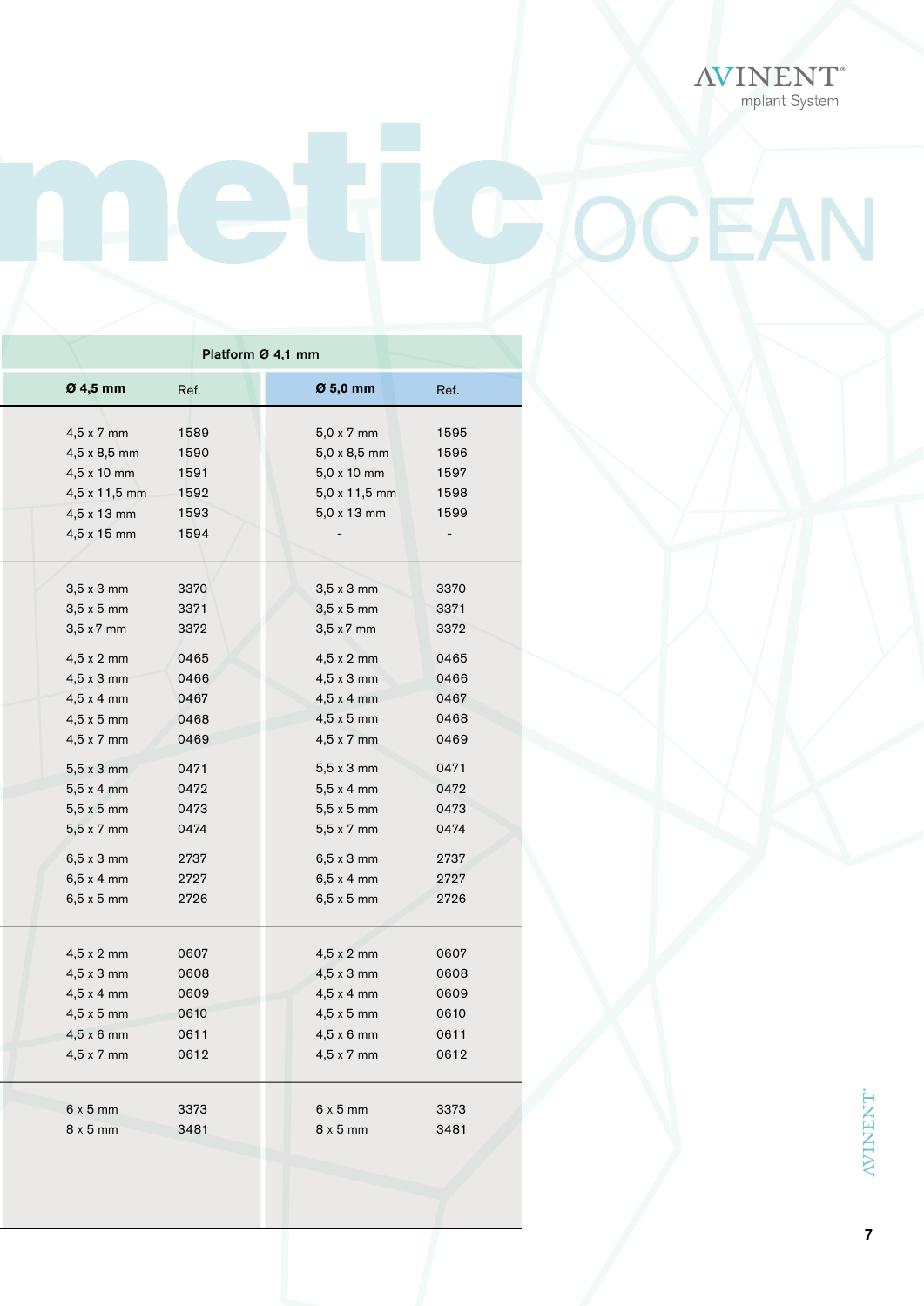# metic OCEAN

| Platform Ø 4,1 mm | | | |
|---|---|---|---|
| **Ø 4,5 mm** | Ref. | **Ø 5,0 mm** | Ref. |
| 4,5 x 7 mm | 1589 | 5,0 x 7 mm | 1595 |
| 4,5 x 8,5 mm | 1590 | 5,0 x 8,5 mm | 1596 |
| 4,5 x 10 mm | 1591 | 5,0 x 10 mm | 1597 |
| 4,5 x 11,5 mm | 1592 | 5,0 x 11,5 mm | 1598 |
| 4,5 x 13 mm | 1593 | 5,0 x 13 mm | 1599 |
| 4,5 x 15 mm | 1594 | - | - |
| 3,5 x 3 mm | 3370 | 3,5 x 3 mm | 3370 |
| 3,5 x 5 mm | 3371 | 3,5 x 5 mm | 3371 |
| 3,5 x 7 mm | 3372 | 3,5 x 7 mm | 3372 |
| 4,5 x 2 mm | 0465 | 4,5 x 2 mm | 0465 |
| 4,5 x 3 mm | 0466 | 4,5 x 3 mm | 0466 |
| 4,5 x 4 mm | 0467 | 4,5 x 4 mm | 0467 |
| 4,5 x 5 mm | 0468 | 4,5 x 5 mm | 0468 |
| 4,5 x 7 mm | 0469 | 4,5 x 7 mm | 0469 |
| 5,5 x 3 mm | 0471 | 5,5 x 3 mm | 0471 |
| 5,5 x 4 mm | 0472 | 5,5 x 4 mm | 0472 |
| 5,5 x 5 mm | 0473 | 5,5 x 5 mm | 0473 |
| 5,5 x 7 mm | 0474 | 5,5 x 7 mm | 0474 |
| 6,5 x 3 mm | 2737 | 6,5 x 3 mm | 2737 |
| 6,5 x 4 mm | 2727 | 6,5 x 4 mm | 2727 |
| 6,5 x 5 mm | 2726 | 6,5 x 5 mm | 2726 |
| 4,5 x 2 mm | 0607 | 4,5 x 2 mm | 0607 |
| 4,5 x 3 mm | 0608 | 4,5 x 3 mm | 0608 |
| 4,5 x 4 mm | 0609 | 4,5 x 4 mm | 0609 |
| 4,5 x 5 mm | 0610 | 4,5 x 5 mm | 0610 |
| 4,5 x 6 mm | 0611 | 4,5 x 6 mm | 0611 |
| 4,5 x 7 mm | 0612 | 4,5 x 7 mm | 0612 |
| 6 x 5 mm | 3373 | 6 x 5 mm | 3373 |
| 8 x 5 mm | 3481 | 8 x 5 mm | 3481 |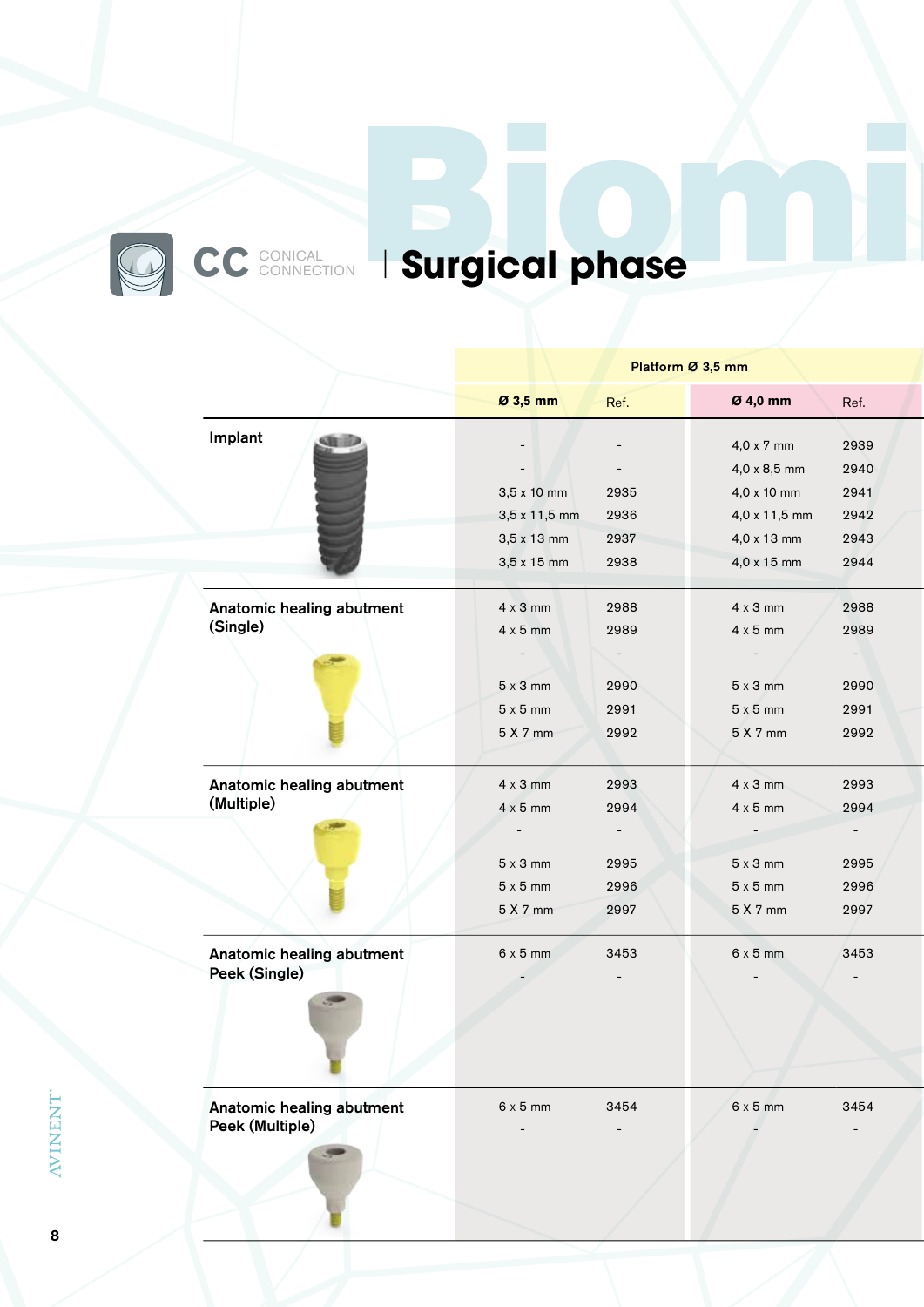CC CONICAL CONNECTION | **Surgical phase**

Biomi

| | Platform Ø 3,5 mm | | | |
|---|---|---|---|---|
| | **Ø 3,5 mm** | Ref. | **Ø 4,0 mm** | Ref. |
| **Implant** | - | - | 4,0 x 7 mm | 2939 |
| | - | - | 4,0 x 8,5 mm | 2940 |
| | 3,5 x 10 mm | 2935 | 4,0 x 10 mm | 2941 |
| | 3,5 x 11,5 mm | 2936 | 4,0 x 11,5 mm | 2942 |
| | 3,5 x 13 mm | 2937 | 4,0 x 13 mm | 2943 |
| | 3,5 x 15 mm | 2938 | 4,0 x 15 mm | 2944 |
| **Anatomic healing abutment (Single)** | 4 x 3 mm | 2988 | 4 x 3 mm | 2988 |
| | 4 x 5 mm | 2989 | 4 x 5 mm | 2989 |
| | - | - | - | - |
| | 5 x 3 mm | 2990 | 5 x 3 mm | 2990 |
| | 5 x 5 mm | 2991 | 5 x 5 mm | 2991 |
| | 5 X 7 mm | 2992 | 5 X 7 mm | 2992 |
| **Anatomic healing abutment (Multiple)** | 4 x 3 mm | 2993 | 4 x 3 mm | 2993 |
| | 4 x 5 mm | 2994 | 4 x 5 mm | 2994 |
| | - | - | - | - |
| | 5 x 3 mm | 2995 | 5 x 3 mm | 2995 |
| | 5 x 5 mm | 2996 | 5 x 5 mm | 2996 |
| | 5 X 7 mm | 2997 | 5 X 7 mm | 2997 |
| **Anatomic healing abutment Peek (Single)** | 6 x 5 mm | 3453 | 6 x 5 mm | 3453 |
| | - | - | - | - |
| **Anatomic healing abutment Peek (Multiple)** | 6 x 5 mm | 3454 | 6 x 5 mm | 3454 |
| | - | - | - | - |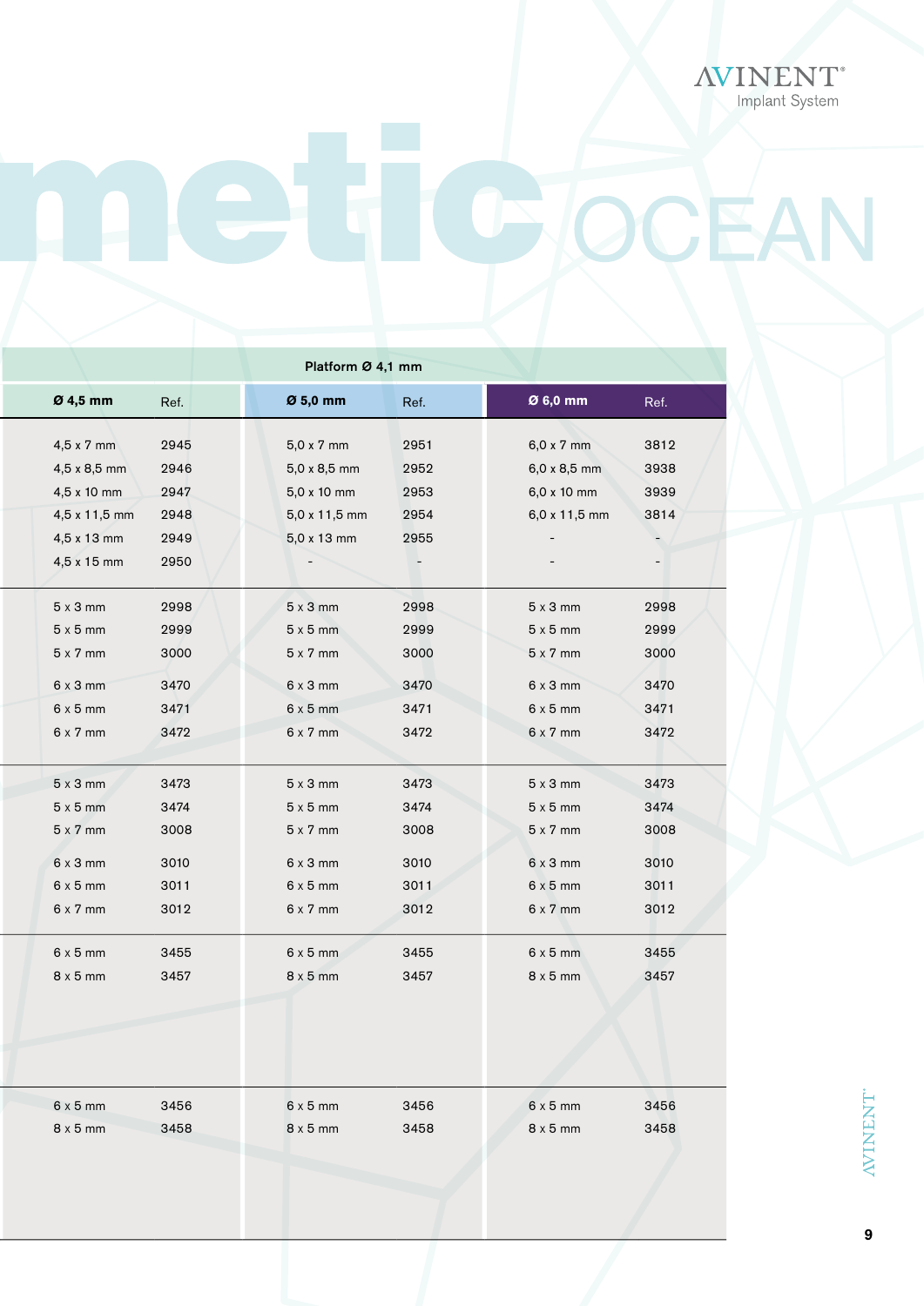# metic OCEAN

| Platform Ø 4,1 mm | | | | | |
|---|---|---|---|---|---|
| **Ø 4,5 mm** | Ref. | **Ø 5,0 mm** | Ref. | **Ø 6,0 mm** | Ref. |
| 4,5 x 7 mm | 2945 | 5,0 x 7 mm | 2951 | 6,0 x 7 mm | 3812 |
| 4,5 x 8,5 mm | 2946 | 5,0 x 8,5 mm | 2952 | 6,0 x 8,5 mm | 3938 |
| 4,5 x 10 mm | 2947 | 5,0 x 10 mm | 2953 | 6,0 x 10 mm | 3939 |
| 4,5 x 11,5 mm | 2948 | 5,0 x 11,5 mm | 2954 | 6,0 x 11,5 mm | 3814 |
| 4,5 x 13 mm | 2949 | 5,0 x 13 mm | 2955 | - | - |
| 4,5 x 15 mm | 2950 | - | - | - | - |
| 5 x 3 mm | 2998 | 5 x 3 mm | 2998 | 5 x 3 mm | 2998 |
| 5 x 5 mm | 2999 | 5 x 5 mm | 2999 | 5 x 5 mm | 2999 |
| 5 x 7 mm | 3000 | 5 x 7 mm | 3000 | 5 x 7 mm | 3000 |
| 6 x 3 mm | 3470 | 6 x 3 mm | 3470 | 6 x 3 mm | 3470 |
| 6 x 5 mm | 3471 | 6 x 5 mm | 3471 | 6 x 5 mm | 3471 |
| 6 x 7 mm | 3472 | 6 x 7 mm | 3472 | 6 x 7 mm | 3472 |
| 5 x 3 mm | 3473 | 5 x 3 mm | 3473 | 5 x 3 mm | 3473 |
| 5 x 5 mm | 3474 | 5 x 5 mm | 3474 | 5 x 5 mm | 3474 |
| 5 x 7 mm | 3008 | 5 x 7 mm | 3008 | 5 x 7 mm | 3008 |
| 6 x 3 mm | 3010 | 6 x 3 mm | 3010 | 6 x 3 mm | 3010 |
| 6 x 5 mm | 3011 | 6 x 5 mm | 3011 | 6 x 5 mm | 3011 |
| 6 x 7 mm | 3012 | 6 x 7 mm | 3012 | 6 x 7 mm | 3012 |
| 6 x 5 mm | 3455 | 6 x 5 mm | 3455 | 6 x 5 mm | 3455 |
| 8 x 5 mm | 3457 | 8 x 5 mm | 3457 | 8 x 5 mm | 3457 |
| 6 x 5 mm | 3456 | 6 x 5 mm | 3456 | 6 x 5 mm | 3456 |
| 8 x 5 mm | 3458 | 8 x 5 mm | 3458 | 8 x 5 mm | 3458 |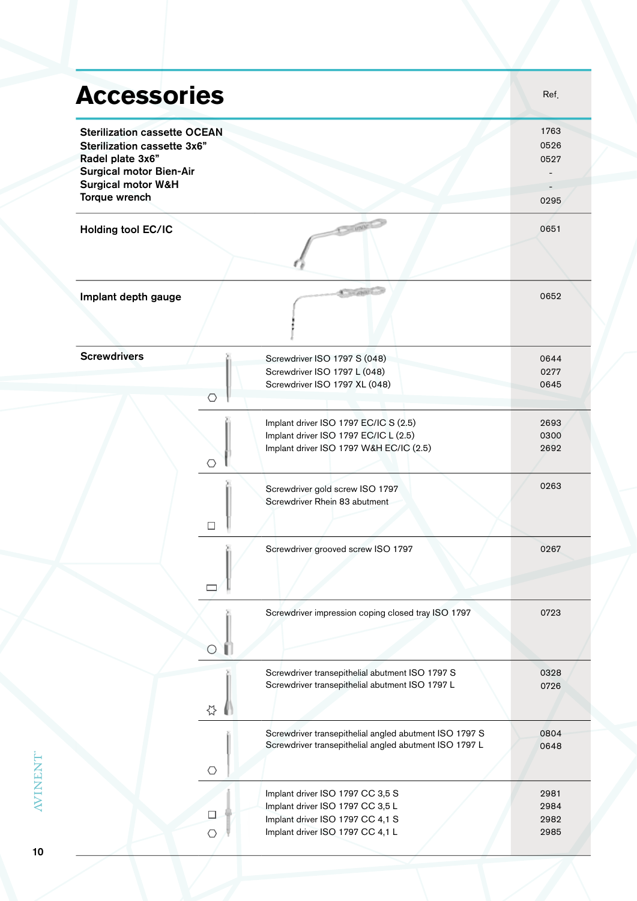# Accessories

| | | Ref. |
|---|---|---|
| **Sterilization cassette OCEAN** | | 1763 |
| **Sterilization cassette 3x6"** | | 0526 |
| **Radel plate 3x6"** | | 0527 |
| **Surgical motor Bien-Air** | | - |
| **Surgical motor W&H** | | - |
| **Torque wrench** | | 0295 |
| **Holding tool EC/IC** | | 0651 |
| **Implant depth gauge** | | 0652 |
| **Screwdrivers** | Screwdriver ISO 1797 S (048) | 0644 |
| | Screwdriver ISO 1797 L (048) | 0277 |
| | Screwdriver ISO 1797 XL (048) | 0645 |
| | Implant driver ISO 1797 EC/IC S (2.5) | 2693 |
| | Implant driver ISO 1797 EC/IC L (2.5) | 0300 |
| | Implant driver ISO 1797 W&H EC/IC (2.5) | 2692 |
| | Screwdriver gold screw ISO 1797<br>Screwdriver Rhein 83 abutment | 0263 |
| | Screwdriver grooved screw ISO 1797 | 0267 |
| | Screwdriver impression coping closed tray ISO 1797 | 0723 |
| | Screwdriver transepithelial abutment ISO 1797 S | 0328 |
| | Screwdriver transepithelial abutment ISO 1797 L | 0726 |
| | Screwdriver transepithelial angled abutment ISO 1797 S | 0804 |
| | Screwdriver transepithelial angled abutment ISO 1797 L | 0648 |
| | Implant driver ISO 1797 CC 3,5 S | 2981 |
| | Implant driver ISO 1797 CC 3,5 L | 2984 |
| | Implant driver ISO 1797 CC 4,1 S | 2982 |
| | Implant driver ISO 1797 CC 4,1 L | 2985 |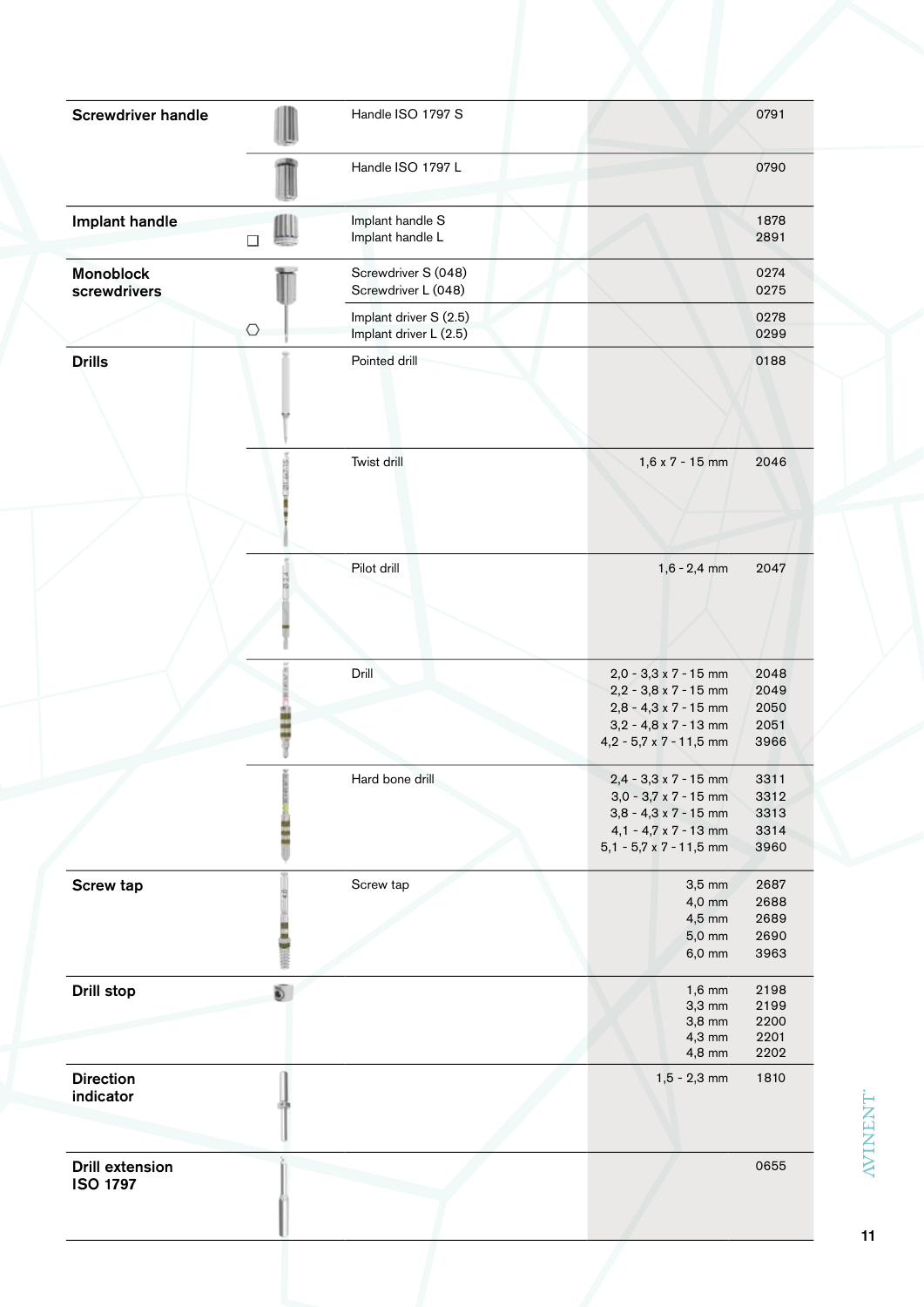| Category | Item | Size | Art. no. |
|---|---|---|---|
| **Screwdriver handle** | Handle ISO 1797 S | | 0791 |
| | Handle ISO 1797 L | | 0790 |
| **Implant handle** □ | Implant handle S<br>Implant handle L | | 1878<br>2891 |
| **Monoblock screwdrivers** ⬡ | Screwdriver S (048)<br>Screwdriver L (048) | | 0274<br>0275 |
| | Implant driver S (2.5)<br>Implant driver L (2.5) | | 0278<br>0299 |
| **Drills** | Pointed drill | | 0188 |
| | Twist drill | 1,6 x 7 - 15 mm | 2046 |
| | Pilot drill | 1,6 - 2,4 mm | 2047 |
| | Drill | 2,0 - 3,3 x 7 - 15 mm<br>2,2 - 3,8 x 7 - 15 mm<br>2,8 - 4,3 x 7 - 15 mm<br>3,2 - 4,8 x 7 - 13 mm<br>4,2 - 5,7 x 7 - 11,5 mm | 2048<br>2049<br>2050<br>2051<br>3966 |
| | Hard bone drill | 2,4 - 3,3 x 7 - 15 mm<br>3,0 - 3,7 x 7 - 15 mm<br>3,8 - 4,3 x 7 - 15 mm<br>4,1 - 4,7 x 7 - 13 mm<br>5,1 - 5,7 x 7 - 11,5 mm | 3311<br>3312<br>3313<br>3314<br>3960 |
| **Screw tap** | Screw tap | 3,5 mm<br>4,0 mm<br>4,5 mm<br>5,0 mm<br>6,0 mm | 2687<br>2688<br>2689<br>2690<br>3963 |
| **Drill stop** | | 1,6 mm<br>3,3 mm<br>3,8 mm<br>4,3 mm<br>4,8 mm | 2198<br>2199<br>2200<br>2201<br>2202 |
| **Direction indicator** | | 1,5 - 2,3 mm | 1810 |
| **Drill extension ISO 1797** | | | 0655 |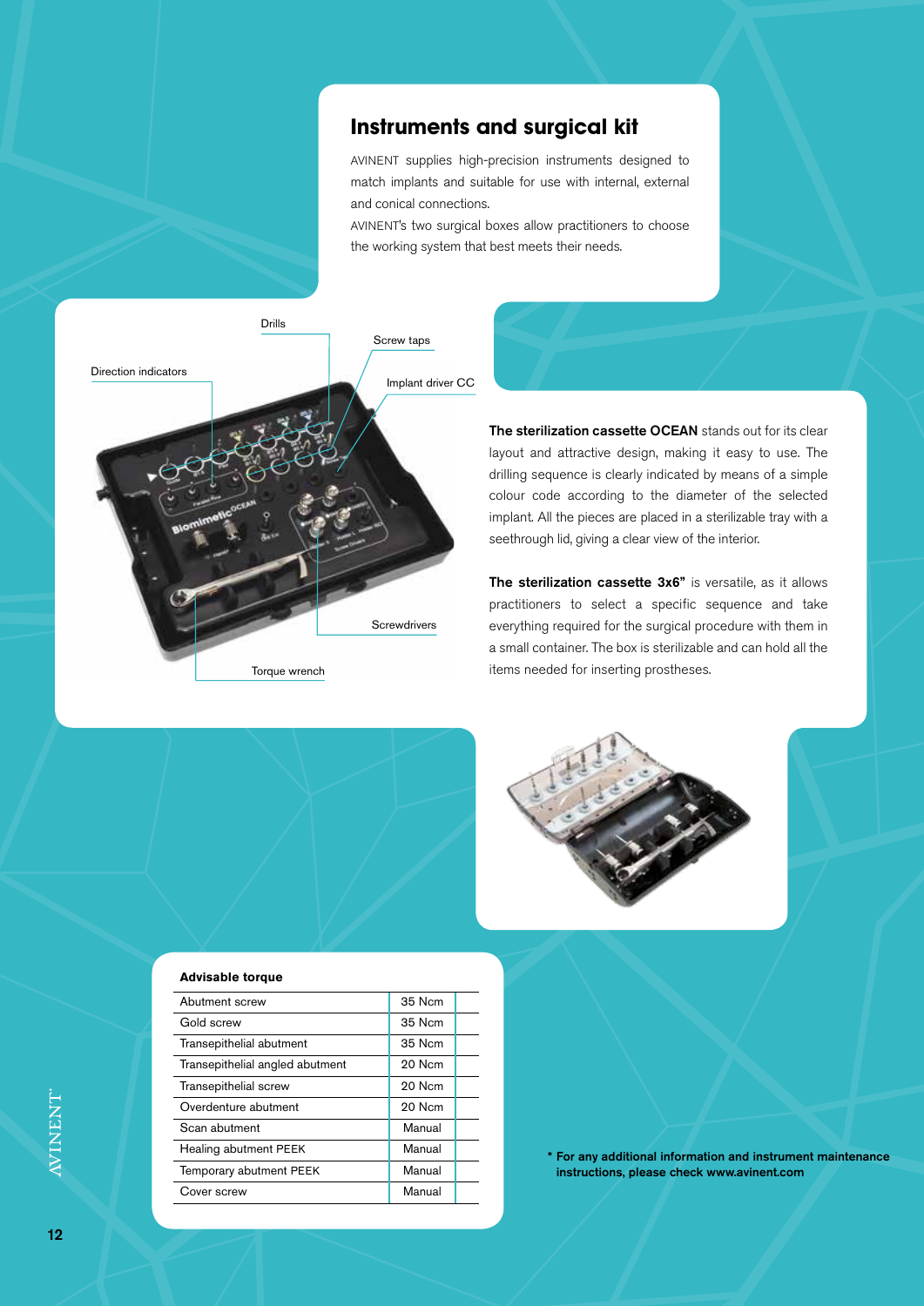## Instruments and surgical kit

AVINENT supplies high-precision instruments designed to match implants and suitable for use with internal, external and conical connections.

AVINENT's two surgical boxes allow practitioners to choose the working system that best meets their needs.

Drills

Screw taps

Direction indicators

Implant driver CC

Screwdrivers

Torque wrench

**The sterilization cassette OCEAN** stands out for its clear layout and attractive design, making it easy to use. The drilling sequence is clearly indicated by means of a simple colour code according to the diameter of the selected implant. All the pieces are placed in a sterilizable tray with a seethrough lid, giving a clear view of the interior.

**The sterilization cassette 3x6"** is versatile, as it allows practitioners to select a specific sequence and take everything required for the surgical procedure with them in a small container. The box is sterilizable and can hold all the items needed for inserting prostheses.

**Advisable torque**

| | |
|---|---|
| Abutment screw | 35 Ncm |
| Gold screw | 35 Ncm |
| Transepithelial abutment | 35 Ncm |
| Transepithelial angled abutment | 20 Ncm |
| Transepithelial screw | 20 Ncm |
| Overdenture abutment | 20 Ncm |
| Scan abutment | Manual |
| Healing abutment PEEK | Manual |
| Temporary abutment PEEK | Manual |
| Cover screw | Manual |

**\* For any additional information and instrument maintenance instructions, please check www.avinent.com**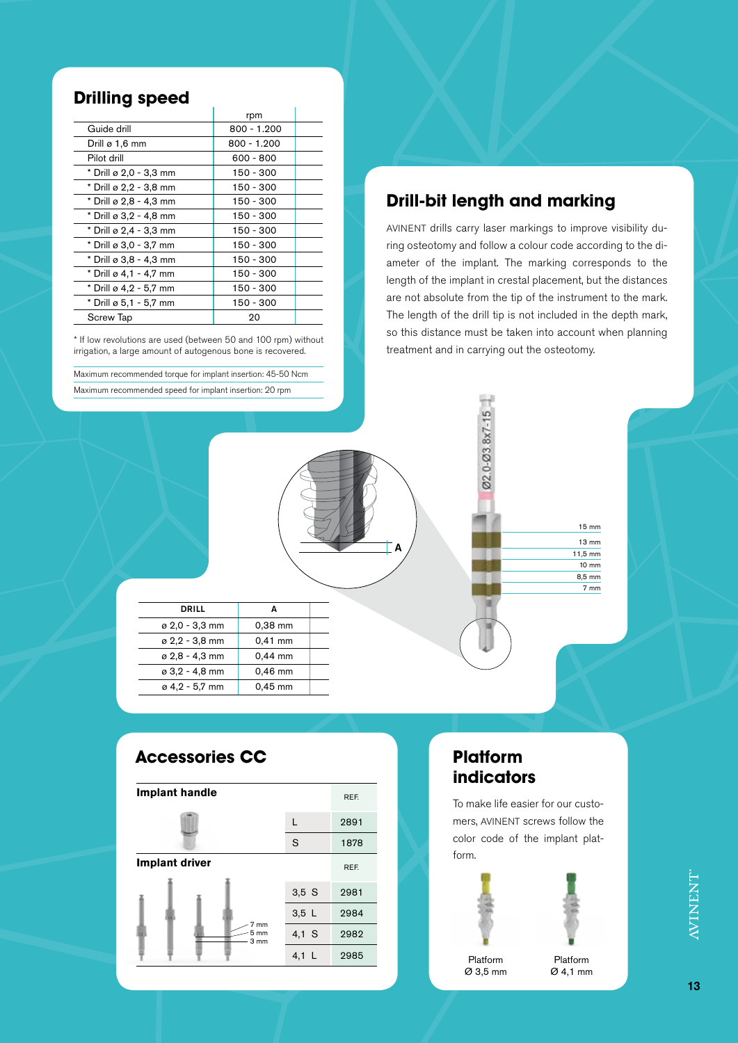## Drilling speed

| | rpm |
|---|---|
| Guide drill | 800 - 1.200 |
| Drill ø 1,6 mm | 800 - 1.200 |
| Pilot drill | 600 - 800 |
| * Drill ø 2,0 - 3,3 mm | 150 - 300 |
| * Drill ø 2,2 - 3,8 mm | 150 - 300 |
| * Drill ø 2,8 - 4,3 mm | 150 - 300 |
| * Drill ø 3,2 - 4,8 mm | 150 - 300 |
| * Drill ø 2,4 - 3,3 mm | 150 - 300 |
| * Drill ø 3,0 - 3,7 mm | 150 - 300 |
| * Drill ø 3,8 - 4,3 mm | 150 - 300 |
| * Drill ø 4,1 - 4,7 mm | 150 - 300 |
| * Drill ø 4,2 - 5,7 mm | 150 - 300 |
| * Drill ø 5,1 - 5,7 mm | 150 - 300 |
| Screw Tap | 20 |

* If low revolutions are used (between 50 and 100 rpm) without irrigation, a large amount of autogenous bone is recovered.

Maximum recommended torque for implant insertion: 45-50 Ncm

Maximum recommended speed for implant insertion: 20 rpm

## Drill-bit length and marking

AVINENT drills carry laser markings to improve visibility during osteotomy and follow a colour code according to the diameter of the implant. The marking corresponds to the length of the implant in crestal placement, but the distances are not absolute from the tip of the instrument to the mark. The length of the drill tip is not included in the depth mark, so this distance must be taken into account when planning treatment and in carrying out the osteotomy.

Ø2.0-Ø3.8x7-15

15 mm, 13 mm, 11,5 mm, 10 mm, 8,5 mm, 7 mm

A

| DRILL | A |
|---|---|
| ø 2,0 - 3,3 mm | 0,38 mm |
| ø 2,2 - 3,8 mm | 0,41 mm |
| ø 2,8 - 4,3 mm | 0,44 mm |
| ø 3,2 - 4,8 mm | 0,46 mm |
| ø 4,2 - 5,7 mm | 0,45 mm |

## Accessories CC

| Implant handle | | REF. |
|---|---|---|
| | L | 2891 |
| | S | 1878 |

| Implant driver | | REF. |
|---|---|---|
| | 3,5 S | 2981 |
| | 3,5 L | 2984 |
| | 4,1 S | 2982 |
| | 4,1 L | 2985 |

7 mm, 5 mm, 3 mm

## Platform indicators

To make life easier for our customers, AVINENT screws follow the color code of the implant platform.

Platform Ø 3,5 mm

Platform Ø 4,1 mm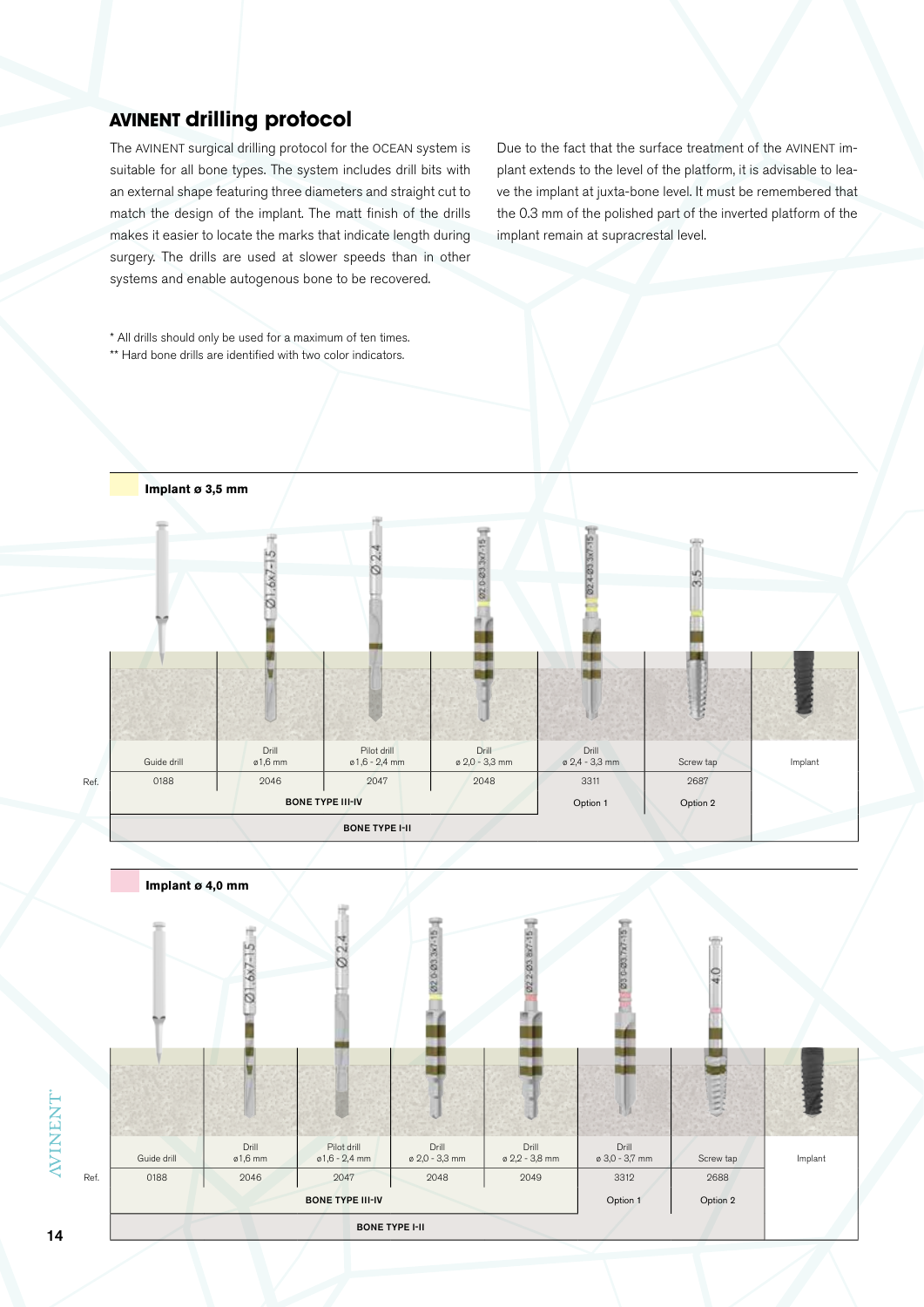## AVINENT drilling protocol

The AVINENT surgical drilling protocol for the OCEAN system is suitable for all bone types. The system includes drill bits with an external shape featuring three diameters and straight cut to match the design of the implant. The matt finish of the drills makes it easier to locate the marks that indicate length during surgery. The drills are used at slower speeds than in other systems and enable autogenous bone to be recovered.

Due to the fact that the surface treatment of the AVINENT implant extends to the level of the platform, it is advisable to leave the implant at juxta-bone level. It must be remembered that the 0.3 mm of the polished part of the inverted platform of the implant remain at supracrestal level.

\* All drills should only be used for a maximum of ten times.
\*\* Hard bone drills are identified with two color indicators.

### Implant ø 3,5 mm

| | Guide drill | Drill ø1,6 mm | Pilot drill ø1,6 - 2,4 mm | Drill ø 2,0 - 3,3 mm | Drill ø 2,4 - 3,3 mm | Screw tap | Implant |
|---|---|---|---|---|---|---|---|
| Ref. | 0188 | 2046 | 2047 | 2048 | 3311 | 2687 | |
| | BONE TYPE III-IV | | | | Option 1 | Option 2 | |
| | BONE TYPE I-II | | | | | | |

### Implant ø 4,0 mm

| | Guide drill | Drill ø1,6 mm | Pilot drill ø1,6 - 2,4 mm | Drill ø 2,0 - 3,3 mm | Drill ø 2,2 - 3,8 mm | Drill ø 3,0 - 3,7 mm | Screw tap | Implant |
|---|---|---|---|---|---|---|---|---|
| Ref. | 0188 | 2046 | 2047 | 2048 | 2049 | 3312 | 2688 | |
| | BONE TYPE III-IV | | | | | Option 1 | Option 2 | |
| | BONE TYPE I-II | | | | | | | |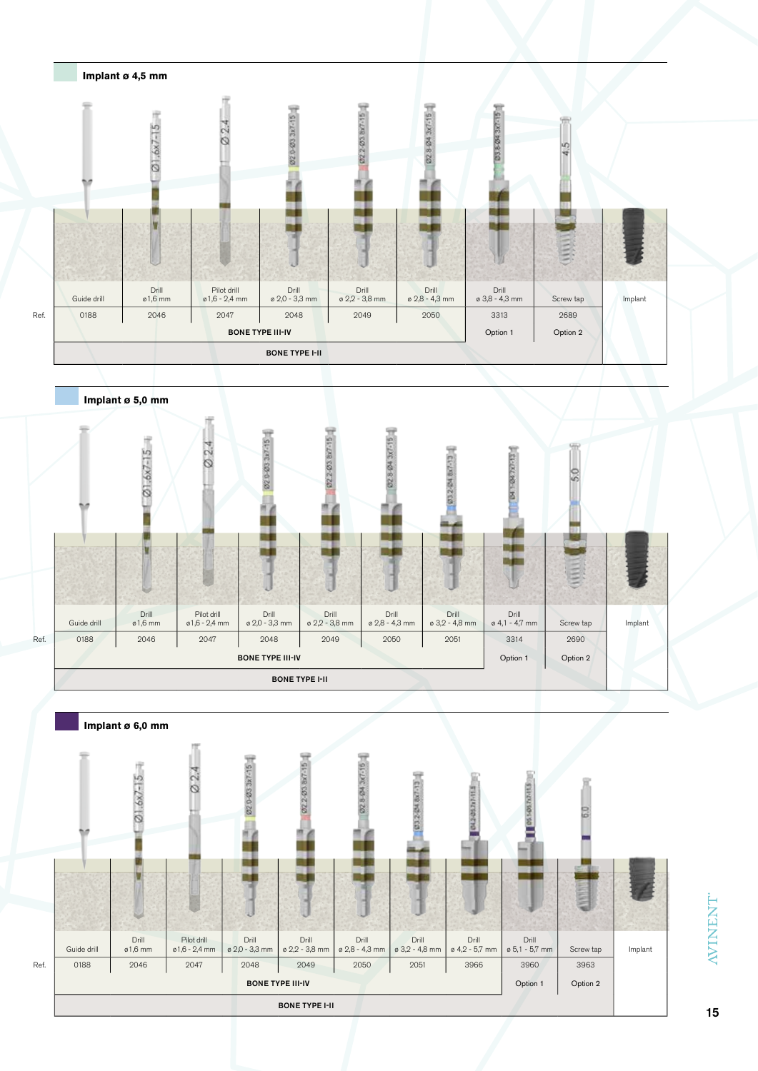## Implant ø 4,5 mm

| | Guide drill | Drill ø1,6 mm | Pilot drill ø1,6 - 2,4 mm | Drill ø 2,0 - 3,3 mm | Drill ø 2,2 - 3,8 mm | Drill ø 2,8 - 4,3 mm | Drill ø 3,8 - 4,3 mm | Screw tap | Implant |
|---|---|---|---|---|---|---|---|---|---|
| Ref. | 0188 | 2046 | 2047 | 2048 | 2049 | 2050 | 3313 | 2689 | |
| | BONE TYPE III-IV | | | | | | Option 1 | Option 2 | |
| | BONE TYPE I-II | | | | | | | | |

## Implant ø 5,0 mm

| | Guide drill | Drill ø1,6 mm | Pilot drill ø1,6 - 2,4 mm | Drill ø 2,0 - 3,3 mm | Drill ø 2,2 - 3,8 mm | Drill ø 2,8 - 4,3 mm | Drill ø 3,2 - 4,8 mm | Drill ø 4,1 - 4,7 mm | Screw tap | Implant |
|---|---|---|---|---|---|---|---|---|---|---|
| Ref. | 0188 | 2046 | 2047 | 2048 | 2049 | 2050 | 2051 | 3314 | 2690 | |
| | BONE TYPE III-IV | | | | | | | Option 1 | Option 2 | |
| | BONE TYPE I-II | | | | | | | | | |

## Implant ø 6,0 mm

| | Guide drill | Drill ø1,6 mm | Pilot drill ø1,6 - 2,4 mm | Drill ø 2,0 - 3,3 mm | Drill ø 2,2 - 3,8 mm | Drill ø 2,8 - 4,3 mm | Drill ø 3,2 - 4,8 mm | Drill ø 4,2 - 5,7 mm | Drill ø 5,1 - 5,7 mm | Screw tap | Implant |
|---|---|---|---|---|---|---|---|---|---|---|---|
| Ref. | 0188 | 2046 | 2047 | 2048 | 2049 | 2050 | 2051 | 3966 | 3960 | 3963 | |
| | BONE TYPE III-IV | | | | | | | | Option 1 | Option 2 | |
| | BONE TYPE I-II | | | | | | | | | | |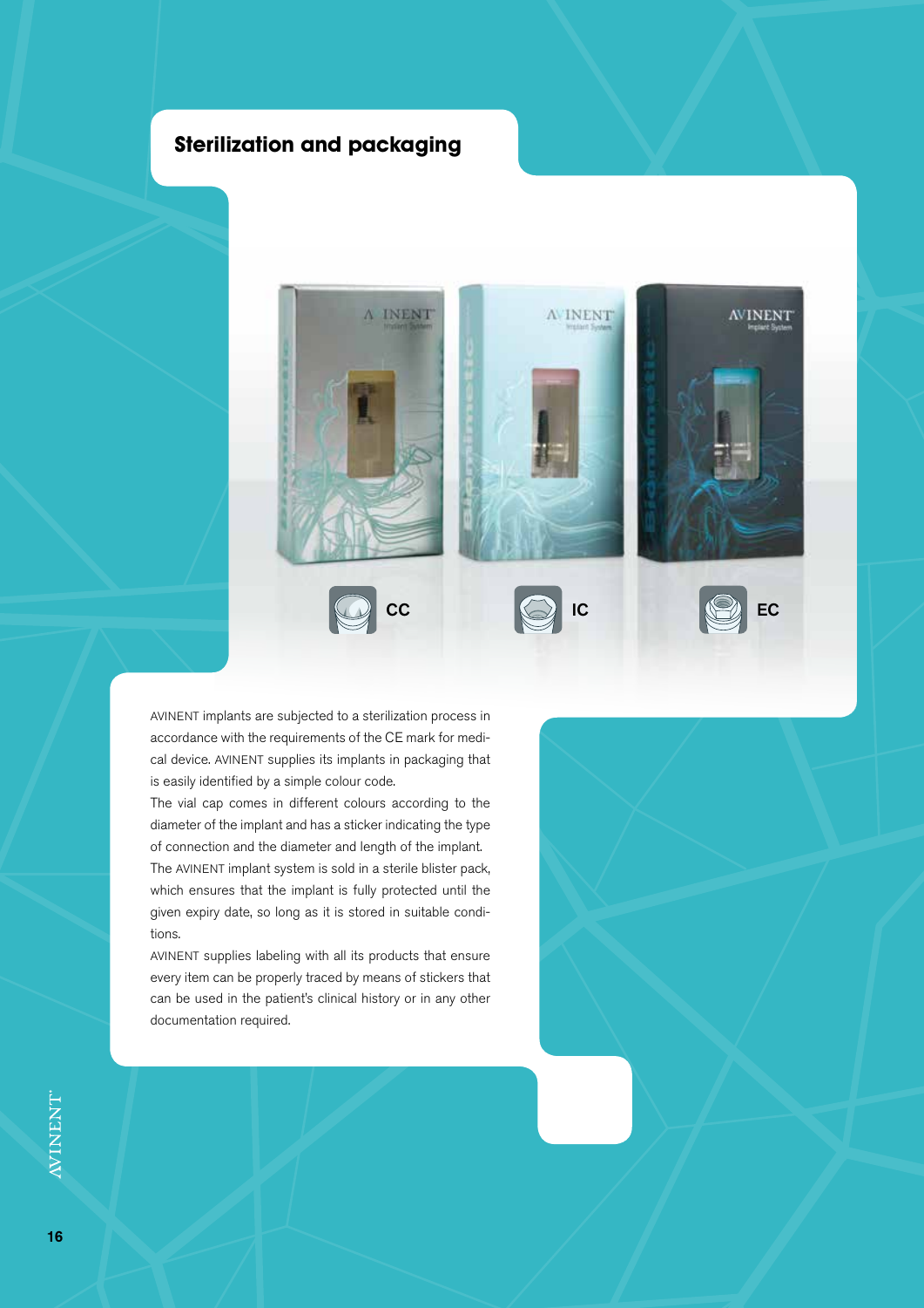## Sterilization and packaging

CC IC EC

AVINENT implants are subjected to a sterilization process in accordance with the requirements of the CE mark for medical device. AVINENT supplies its implants in packaging that is easily identified by a simple colour code.

The vial cap comes in different colours according to the diameter of the implant and has a sticker indicating the type of connection and the diameter and length of the implant.

The AVINENT implant system is sold in a sterile blister pack, which ensures that the implant is fully protected until the given expiry date, so long as it is stored in suitable conditions.

AVINENT supplies labeling with all its products that ensure every item can be properly traced by means of stickers that can be used in the patient's clinical history or in any other documentation required.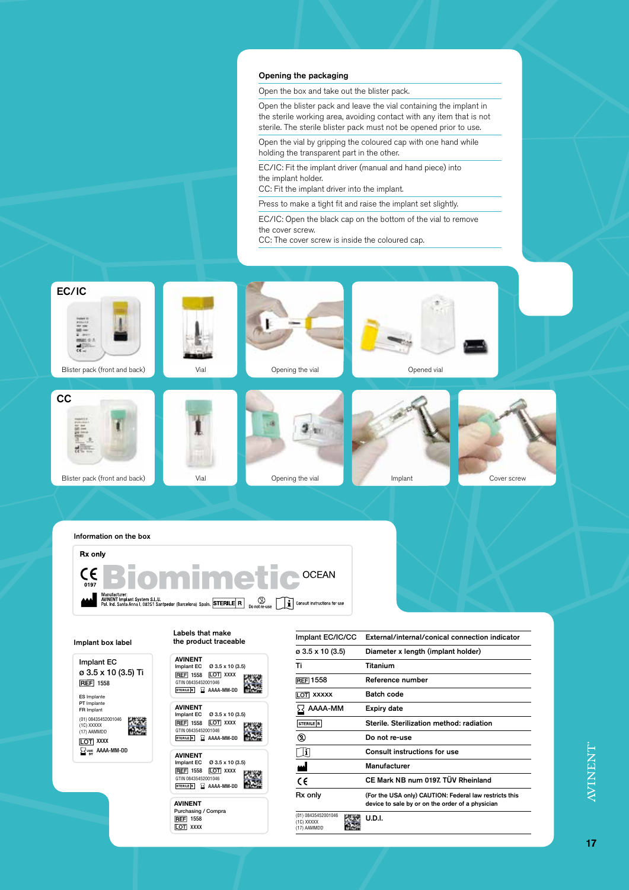## Opening the packaging

Open the box and take out the blister pack.

Open the blister pack and leave the vial containing the implant in the sterile working area, avoiding contact with any item that is not sterile. The sterile blister pack must not be opened prior to use.

Open the vial by gripping the coloured cap with one hand while holding the transparent part in the other.

EC/IC: Fit the implant driver (manual and hand piece) into the implant holder.
CC: Fit the implant driver into the implant.

Press to make a tight fit and raise the implant set slightly.

EC/IC: Open the black cap on the bottom of the vial to remove the cover screw.
CC: The cover screw is inside the coloured cap.

### EC/IC

Blister pack (front and back)

Vial

Opening the vial

Opened vial

### CC

Blister pack (front and back)

Vial

Opening the vial

Implant

Cover screw

## Information on the box

Rx only

CE 0197 Biomimetic OCEAN

Manufacturer: AVINENT Implant System S.L.U. Pol. Ind. Santa Anna I, 08251 Santpedor (Barcelona) Spain. STERILE R  Do not re-use  Consult instructions for use

### Implant box label

Implant EC
ø 3.5 x 10 (3.5) Ti
REF 1558

ES Implante
PT Implante
FR Implant

(01) 08435452001046
(1C) XXXXX
(17) AAMMDD

LOT XXXX
AAAA-MM-DD

### Labels that make the product traceable

AVINENT
Implant EC ø 3.5 x 10 (3.5)
REF 1558 LOT XXXX
GTIN 08435452001046
STERILE R AAAA-MM-DD

AVINENT
Implant EC ø 3.5 x 10 (3.5)
REF 1558 LOT XXXX
GTIN 08435452001046
STERILE R AAAA-MM-DD

AVINENT
Implant EC ø 3.5 x 10 (3.5)
REF 1558 LOT XXXX
GTIN 08435452001046
STERILE R AAAA-MM-DD

AVINENT
Purchasing / Compra
REF 1558
LOT XXXX

| | |
|---|---|
| Implant EC/IC/CC | External/internal/conical connection indicator |
| ø 3.5 x 10 (3.5) | Diameter x length (implant holder) |
| Ti | Titanium |
| REF 1558 | Reference number |
| LOT XXXXX | Batch code |
| AAAA-MM | Expiry date |
| STERILE R | Sterile. Sterilization method: radiation |
| | Do not re-use |
| | Consult instructions for use |
| | Manufacturer |
| CE | CE Mark NB num 0197. TÜV Rheinland |
| Rx only | (For the USA only) CAUTION: Federal law restricts this device to sale by or on the order of a physician |
| (01) 08435452001046 (1C) XXXXX (17) AAMMDD | U.D.I. |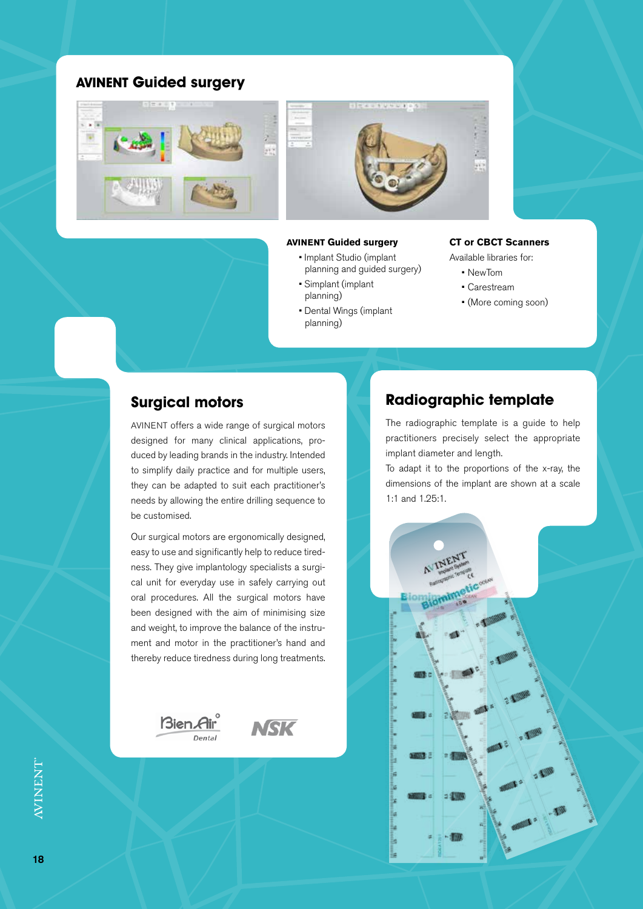## AVINENT Guided surgery

**AVINENT Guided surgery**

- Implant Studio (implant planning and guided surgery)
- Simplant (implant planning)
- Dental Wings (implant planning)

**CT or CBCT Scanners**

Available libraries for:

- NewTom
- Carestream
- (More coming soon)

## Surgical motors

AVINENT offers a wide range of surgical motors designed for many clinical applications, produced by leading brands in the industry. Intended to simplify daily practice and for multiple users, they can be adapted to suit each practitioner's needs by allowing the entire drilling sequence to be customised.

Our surgical motors are ergonomically designed, easy to use and significantly help to reduce tiredness. They give implantology specialists a surgical unit for everyday use in safely carrying out oral procedures. All the surgical motors have been designed with the aim of minimising size and weight, to improve the balance of the instrument and motor in the practitioner's hand and thereby reduce tiredness during long treatments.

## Radiographic template

The radiographic template is a guide to help practitioners precisely select the appropriate implant diameter and length.

To adapt it to the proportions of the x-ray, the dimensions of the implant are shown at a scale 1:1 and 1.25:1.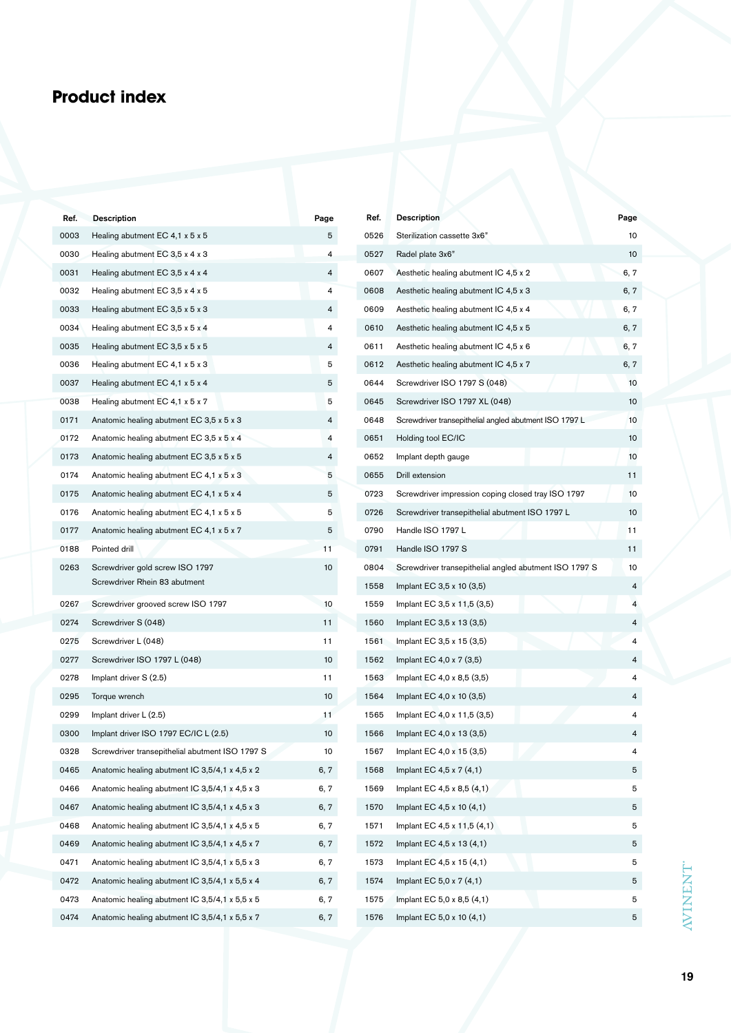# Product index

| Ref. | Description | Page |
|---|---|---|
| 0003 | Healing abutment EC 4,1 x 5 x 5 | 5 |
| 0030 | Healing abutment EC 3,5 x 4 x 3 | 4 |
| 0031 | Healing abutment EC 3,5 x 4 x 4 | 4 |
| 0032 | Healing abutment EC 3,5 x 4 x 5 | 4 |
| 0033 | Healing abutment EC 3,5 x 5 x 3 | 4 |
| 0034 | Healing abutment EC 3,5 x 5 x 4 | 4 |
| 0035 | Healing abutment EC 3,5 x 5 x 5 | 4 |
| 0036 | Healing abutment EC 4,1 x 5 x 3 | 5 |
| 0037 | Healing abutment EC 4,1 x 5 x 4 | 5 |
| 0038 | Healing abutment EC 4,1 x 5 x 7 | 5 |
| 0171 | Anatomic healing abutment EC 3,5 x 5 x 3 | 4 |
| 0172 | Anatomic healing abutment EC 3,5 x 5 x 4 | 4 |
| 0173 | Anatomic healing abutment EC 3,5 x 5 x 5 | 4 |
| 0174 | Anatomic healing abutment EC 4,1 x 5 x 3 | 5 |
| 0175 | Anatomic healing abutment EC 4,1 x 5 x 4 | 5 |
| 0176 | Anatomic healing abutment EC 4,1 x 5 x 5 | 5 |
| 0177 | Anatomic healing abutment EC 4,1 x 5 x 7 | 5 |
| 0188 | Pointed drill | 11 |
| 0263 | Screwdriver gold screw ISO 1797<br>Screwdriver Rhein 83 abutment | 10 |
| 0267 | Screwdriver grooved screw ISO 1797 | 10 |
| 0274 | Screwdriver S (048) | 11 |
| 0275 | Screwdriver L (048) | 11 |
| 0277 | Screwdriver ISO 1797 L (048) | 10 |
| 0278 | Implant driver S (2.5) | 11 |
| 0295 | Torque wrench | 10 |
| 0299 | Implant driver L (2.5) | 11 |
| 0300 | Implant driver ISO 1797 EC/IC L (2.5) | 10 |
| 0328 | Screwdriver transepithelial abutment ISO 1797 S | 10 |
| 0465 | Anatomic healing abutment IC 3,5/4,1 x 4,5 x 2 | 6, 7 |
| 0466 | Anatomic healing abutment IC 3,5/4,1 x 4,5 x 3 | 6, 7 |
| 0467 | Anatomic healing abutment IC 3,5/4,1 x 4,5 x 3 | 6, 7 |
| 0468 | Anatomic healing abutment IC 3,5/4,1 x 4,5 x 5 | 6, 7 |
| 0469 | Anatomic healing abutment IC 3,5/4,1 x 4,5 x 7 | 6, 7 |
| 0471 | Anatomic healing abutment IC 3,5/4,1 x 5,5 x 3 | 6, 7 |
| 0472 | Anatomic healing abutment IC 3,5/4,1 x 5,5 x 4 | 6, 7 |
| 0473 | Anatomic healing abutment IC 3,5/4,1 x 5,5 x 5 | 6, 7 |
| 0474 | Anatomic healing abutment IC 3,5/4,1 x 5,5 x 7 | 6, 7 |
| 0526 | Sterilization cassette 3x6" | 10 |
| 0527 | Radel plate 3x6" | 10 |
| 0607 | Aesthetic healing abutment IC 4,5 x 2 | 6, 7 |
| 0608 | Aesthetic healing abutment IC 4,5 x 3 | 6, 7 |
| 0609 | Aesthetic healing abutment IC 4,5 x 4 | 6, 7 |
| 0610 | Aesthetic healing abutment IC 4,5 x 5 | 6, 7 |
| 0611 | Aesthetic healing abutment IC 4,5 x 6 | 6, 7 |
| 0612 | Aesthetic healing abutment IC 4,5 x 7 | 6, 7 |
| 0644 | Screwdriver ISO 1797 S (048) | 10 |
| 0645 | Screwdriver ISO 1797 XL (048) | 10 |
| 0648 | Screwdriver transepithelial angled abutment ISO 1797 L | 10 |
| 0651 | Holding tool EC/IC | 10 |
| 0652 | Implant depth gauge | 10 |
| 0655 | Drill extension | 11 |
| 0723 | Screwdriver impression coping closed tray ISO 1797 | 10 |
| 0726 | Screwdriver transepithelial abutment ISO 1797 L | 10 |
| 0790 | Handle ISO 1797 L | 11 |
| 0791 | Handle ISO 1797 S | 11 |
| 0804 | Screwdriver transepithelial angled abutment ISO 1797 S | 10 |
| 1558 | Implant EC 3,5 x 10 (3,5) | 4 |
| 1559 | Implant EC 3,5 x 11,5 (3,5) | 4 |
| 1560 | Implant EC 3,5 x 13 (3,5) | 4 |
| 1561 | Implant EC 3,5 x 15 (3,5) | 4 |
| 1562 | Implant EC 4,0 x 7 (3,5) | 4 |
| 1563 | Implant EC 4,0 x 8,5 (3,5) | 4 |
| 1564 | Implant EC 4,0 x 10 (3,5) | 4 |
| 1565 | Implant EC 4,0 x 11,5 (3,5) | 4 |
| 1566 | Implant EC 4,0 x 13 (3,5) | 4 |
| 1567 | Implant EC 4,0 x 15 (3,5) | 4 |
| 1568 | Implant EC 4,5 x 7 (4,1) | 5 |
| 1569 | Implant EC 4,5 x 8,5 (4,1) | 5 |
| 1570 | Implant EC 4,5 x 10 (4,1) | 5 |
| 1571 | Implant EC 4,5 x 11,5 (4,1) | 5 |
| 1572 | Implant EC 4,5 x 13 (4,1) | 5 |
| 1573 | Implant EC 4,5 x 15 (4,1) | 5 |
| 1574 | Implant EC 5,0 x 7 (4,1) | 5 |
| 1575 | Implant EC 5,0 x 8,5 (4,1) | 5 |
| 1576 | Implant EC 5,0 x 10 (4,1) | 5 |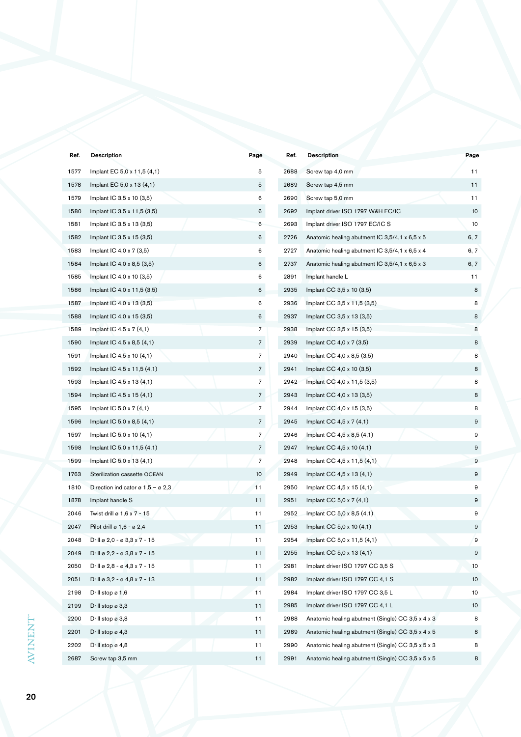| Ref. | Description | Page |
|---|---|---|
| 1577 | Implant EC 5,0 x 11,5 (4,1) | 5 |
| 1578 | Implant EC 5,0 x 13 (4,1) | 5 |
| 1579 | Implant IC 3,5 x 10 (3,5) | 6 |
| 1580 | Implant IC 3,5 x 11,5 (3,5) | 6 |
| 1581 | Implant IC 3,5 x 13 (3,5) | 6 |
| 1582 | Implant IC 3,5 x 15 (3,5) | 6 |
| 1583 | Implant IC 4,0 x 7 (3,5) | 6 |
| 1584 | Implant IC 4,0 x 8,5 (3,5) | 6 |
| 1585 | Implant IC 4,0 x 10 (3,5) | 6 |
| 1586 | Implant IC 4,0 x 11,5 (3,5) | 6 |
| 1587 | Implant IC 4,0 x 13 (3,5) | 6 |
| 1588 | Implant IC 4,0 x 15 (3,5) | 6 |
| 1589 | Implant IC 4,5 x 7 (4,1) | 7 |
| 1590 | Implant IC 4,5 x 8,5 (4,1) | 7 |
| 1591 | Implant IC 4,5 x 10 (4,1) | 7 |
| 1592 | Implant IC 4,5 x 11,5 (4,1) | 7 |
| 1593 | Implant IC 4,5 x 13 (4,1) | 7 |
| 1594 | Implant IC 4,5 x 15 (4,1) | 7 |
| 1595 | Implant IC 5,0 x 7 (4,1) | 7 |
| 1596 | Implant IC 5,0 x 8,5 (4,1) | 7 |
| 1597 | Implant IC 5,0 x 10 (4,1) | 7 |
| 1598 | Implant IC 5,0 x 11,5 (4,1) | 7 |
| 1599 | Implant IC 5,0 x 13 (4,1) | 7 |
| 1763 | Sterilization cassette OCEAN | 10 |
| 1810 | Direction indicator ø 1,5 – ø 2,3 | 11 |
| 1878 | Implant handle S | 11 |
| 2046 | Twist drill ø 1,6 x 7 - 15 | 11 |
| 2047 | Pilot drill ø 1,6 - ø 2,4 | 11 |
| 2048 | Drill ø 2,0 - ø 3,3 x 7 - 15 | 11 |
| 2049 | Drill ø 2,2 - ø 3,8 x 7 - 15 | 11 |
| 2050 | Drill ø 2,8 - ø 4,3 x 7 - 15 | 11 |
| 2051 | Drill ø 3,2 - ø 4,8 x 7 - 13 | 11 |
| 2198 | Drill stop ø 1,6 | 11 |
| 2199 | Drill stop ø 3,3 | 11 |
| 2200 | Drill stop ø 3,8 | 11 |
| 2201 | Drill stop ø 4,3 | 11 |
| 2202 | Drill stop ø 4,8 | 11 |
| 2687 | Screw tap 3,5 mm | 11 |
| 2688 | Screw tap 4,0 mm | 11 |
| 2689 | Screw tap 4,5 mm | 11 |
| 2690 | Screw tap 5,0 mm | 11 |
| 2692 | Implant driver ISO 1797 W&H EC/IC | 10 |
| 2693 | Implant driver ISO 1797 EC/IC S | 10 |
| 2726 | Anatomic healing abutment IC 3,5/4,1 x 6,5 x 5 | 6, 7 |
| 2727 | Anatomic healing abutment IC 3,5/4,1 x 6,5 x 4 | 6, 7 |
| 2737 | Anatomic healing abutment IC 3,5/4,1 x 6,5 x 3 | 6, 7 |
| 2891 | Implant handle L | 11 |
| 2935 | Implant CC 3,5 x 10 (3,5) | 8 |
| 2936 | Implant CC 3,5 x 11,5 (3,5) | 8 |
| 2937 | Implant CC 3,5 x 13 (3,5) | 8 |
| 2938 | Implant CC 3,5 x 15 (3,5) | 8 |
| 2939 | Implant CC 4,0 x 7 (3,5) | 8 |
| 2940 | Implant CC 4,0 x 8,5 (3,5) | 8 |
| 2941 | Implant CC 4,0 x 10 (3,5) | 8 |
| 2942 | Implant CC 4,0 x 11,5 (3,5) | 8 |
| 2943 | Implant CC 4,0 x 13 (3,5) | 8 |
| 2944 | Implant CC 4,0 x 15 (3,5) | 8 |
| 2945 | Implant CC 4,5 x 7 (4,1) | 9 |
| 2946 | Implant CC 4,5 x 8,5 (4,1) | 9 |
| 2947 | Implant CC 4,5 x 10 (4,1) | 9 |
| 2948 | Implant CC 4,5 x 11,5 (4,1) | 9 |
| 2949 | Implant CC 4,5 x 13 (4,1) | 9 |
| 2950 | Implant CC 4,5 x 15 (4,1) | 9 |
| 2951 | Implant CC 5,0 x 7 (4,1) | 9 |
| 2952 | Implant CC 5,0 x 8,5 (4,1) | 9 |
| 2953 | Implant CC 5,0 x 10 (4,1) | 9 |
| 2954 | Implant CC 5,0 x 11,5 (4,1) | 9 |
| 2955 | Implant CC 5,0 x 13 (4,1) | 9 |
| 2981 | Implant driver ISO 1797 CC 3,5 S | 10 |
| 2982 | Implant driver ISO 1797 CC 4,1 S | 10 |
| 2984 | Implant driver ISO 1797 CC 3,5 L | 10 |
| 2985 | Implant driver ISO 1797 CC 4,1 L | 10 |
| 2988 | Anatomic healing abutment (Single) CC 3,5 x 4 x 3 | 8 |
| 2989 | Anatomic healing abutment (Single) CC 3,5 x 4 x 5 | 8 |
| 2990 | Anatomic healing abutment (Single) CC 3,5 x 5 x 3 | 8 |
| 2991 | Anatomic healing abutment (Single) CC 3,5 x 5 x 5 | 8 |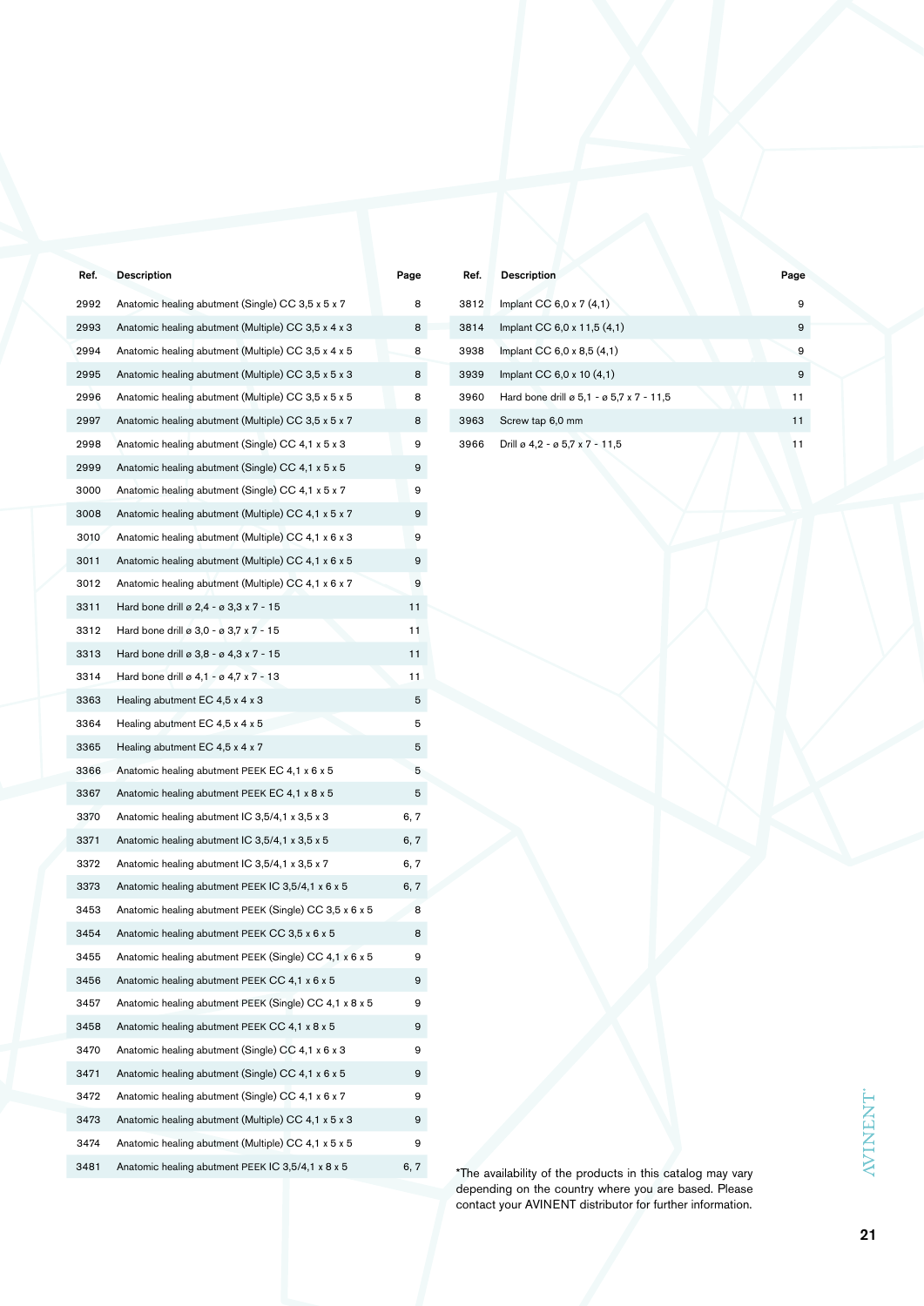| Ref. | Description | Page |
|---|---|---|
| 2992 | Anatomic healing abutment (Single) CC 3,5 x 5 x 7 | 8 |
| 2993 | Anatomic healing abutment (Multiple) CC 3,5 x 4 x 3 | 8 |
| 2994 | Anatomic healing abutment (Multiple) CC 3,5 x 4 x 5 | 8 |
| 2995 | Anatomic healing abutment (Multiple) CC 3,5 x 5 x 3 | 8 |
| 2996 | Anatomic healing abutment (Multiple) CC 3,5 x 5 x 5 | 8 |
| 2997 | Anatomic healing abutment (Multiple) CC 3,5 x 5 x 7 | 8 |
| 2998 | Anatomic healing abutment (Single) CC 4,1 x 5 x 3 | 9 |
| 2999 | Anatomic healing abutment (Single) CC 4,1 x 5 x 5 | 9 |
| 3000 | Anatomic healing abutment (Single) CC 4,1 x 5 x 7 | 9 |
| 3008 | Anatomic healing abutment (Multiple) CC 4,1 x 5 x 7 | 9 |
| 3010 | Anatomic healing abutment (Multiple) CC 4,1 x 6 x 3 | 9 |
| 3011 | Anatomic healing abutment (Multiple) CC 4,1 x 6 x 5 | 9 |
| 3012 | Anatomic healing abutment (Multiple) CC 4,1 x 6 x 7 | 9 |
| 3311 | Hard bone drill ø 2,4 - ø 3,3 x 7 - 15 | 11 |
| 3312 | Hard bone drill ø 3,0 - ø 3,7 x 7 - 15 | 11 |
| 3313 | Hard bone drill ø 3,8 - ø 4,3 x 7 - 15 | 11 |
| 3314 | Hard bone drill ø 4,1 - ø 4,7 x 7 - 13 | 11 |
| 3363 | Healing abutment EC 4,5 x 4 x 3 | 5 |
| 3364 | Healing abutment EC 4,5 x 4 x 5 | 5 |
| 3365 | Healing abutment EC 4,5 x 4 x 7 | 5 |
| 3366 | Anatomic healing abutment PEEK EC 4,1 x 6 x 5 | 5 |
| 3367 | Anatomic healing abutment PEEK EC 4,1 x 8 x 5 | 5 |
| 3370 | Anatomic healing abutment IC 3,5/4,1 x 3,5 x 3 | 6, 7 |
| 3371 | Anatomic healing abutment IC 3,5/4,1 x 3,5 x 5 | 6, 7 |
| 3372 | Anatomic healing abutment IC 3,5/4,1 x 3,5 x 7 | 6, 7 |
| 3373 | Anatomic healing abutment PEEK IC 3,5/4,1 x 6 x 5 | 6, 7 |
| 3453 | Anatomic healing abutment PEEK (Single) CC 3,5 x 6 x 5 | 8 |
| 3454 | Anatomic healing abutment PEEK CC 3,5 x 6 x 5 | 8 |
| 3455 | Anatomic healing abutment PEEK (Single) CC 4,1 x 6 x 5 | 9 |
| 3456 | Anatomic healing abutment PEEK CC 4,1 x 6 x 5 | 9 |
| 3457 | Anatomic healing abutment PEEK (Single) CC 4,1 x 8 x 5 | 9 |
| 3458 | Anatomic healing abutment PEEK CC 4,1 x 8 x 5 | 9 |
| 3470 | Anatomic healing abutment (Single) CC 4,1 x 6 x 3 | 9 |
| 3471 | Anatomic healing abutment (Single) CC 4,1 x 6 x 5 | 9 |
| 3472 | Anatomic healing abutment (Single) CC 4,1 x 6 x 7 | 9 |
| 3473 | Anatomic healing abutment (Multiple) CC 4,1 x 5 x 3 | 9 |
| 3474 | Anatomic healing abutment (Multiple) CC 4,1 x 5 x 5 | 9 |
| 3481 | Anatomic healing abutment PEEK IC 3,5/4,1 x 8 x 5 | 6, 7 |
| 3812 | Implant CC 6,0 x 7 (4,1) | 9 |
| 3814 | Implant CC 6,0 x 11,5 (4,1) | 9 |
| 3938 | Implant CC 6,0 x 8,5 (4,1) | 9 |
| 3939 | Implant CC 6,0 x 10 (4,1) | 9 |
| 3960 | Hard bone drill ø 5,1 - ø 5,7 x 7 - 11,5 | 11 |
| 3963 | Screw tap 6,0 mm | 11 |
| 3966 | Drill ø 4,2 - ø 5,7 x 7 - 11,5 | 11 |

*The availability of the products in this catalog may vary depending on the country where you are based. Please contact your AVINENT distributor for further information.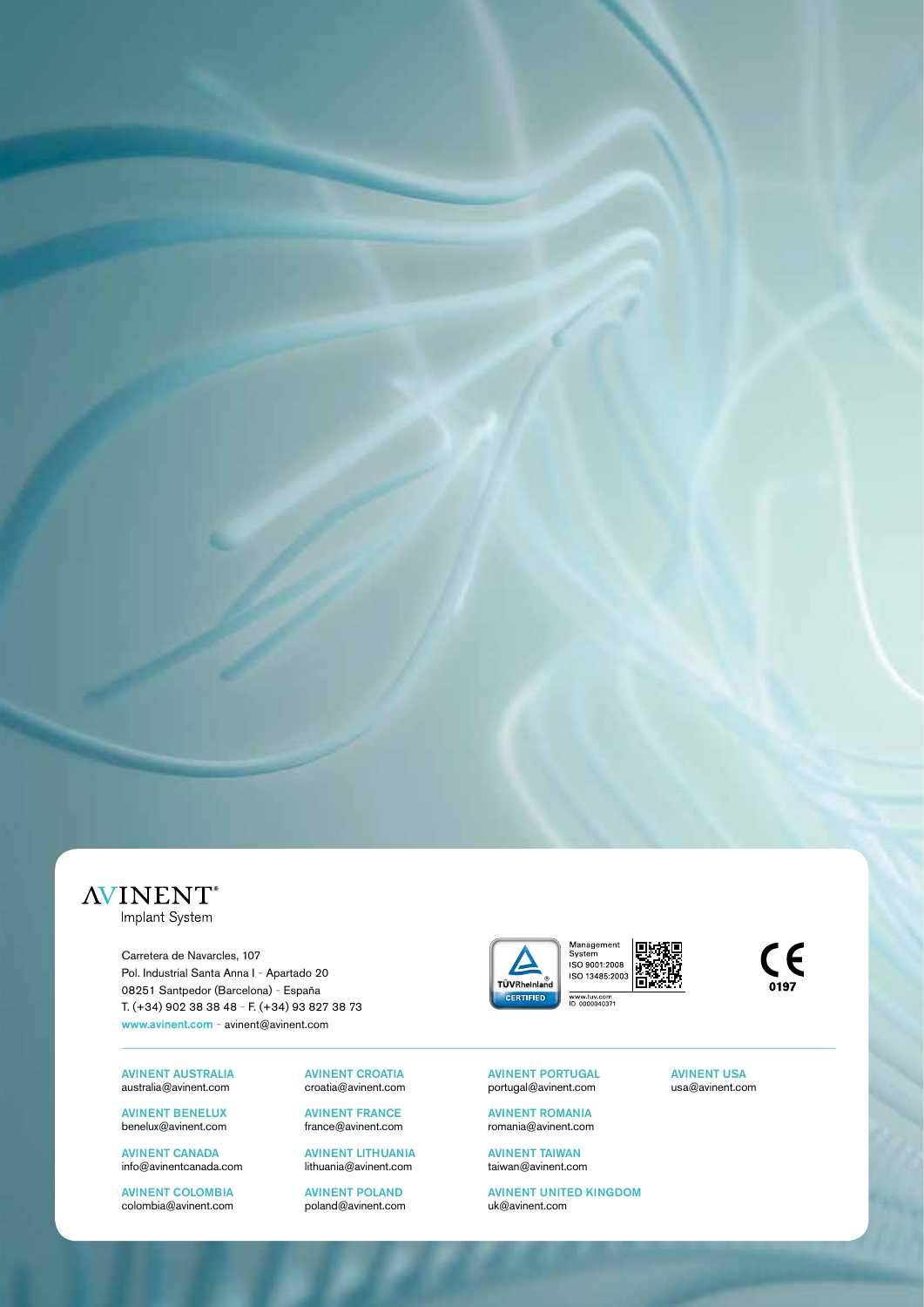# AVINENT®

Implant System

Carretera de Navarcles, 107
Pol. Industrial Santa Anna I - Apartado 20
08251 Santpedor (Barcelona) - España
T. (+34) 902 38 38 48 - F. (+34) 93 827 38 73
www.avinent.com - avinent@avinent.com

TÜVRheinland CERTIFIED
Management System
ISO 9001:2008
ISO 13485:2003
www.tuv.com
ID 0000040371

CE 0197

**AVINENT AUSTRALIA**
australia@avinent.com

**AVINENT BENELUX**
benelux@avinent.com

**AVINENT CANADA**
info@avinentcanada.com

**AVINENT COLOMBIA**
colombia@avinent.com

**AVINENT CROATIA**
croatia@avinent.com

**AVINENT FRANCE**
france@avinent.com

**AVINENT LITHUANIA**
lithuania@avinent.com

**AVINENT POLAND**
poland@avinent.com

**AVINENT PORTUGAL**
portugal@avinent.com

**AVINENT ROMANIA**
romania@avinent.com

**AVINENT TAIWAN**
taiwan@avinent.com

**AVINENT UNITED KINGDOM**
uk@avinent.com

**AVINENT USA**
usa@avinent.com